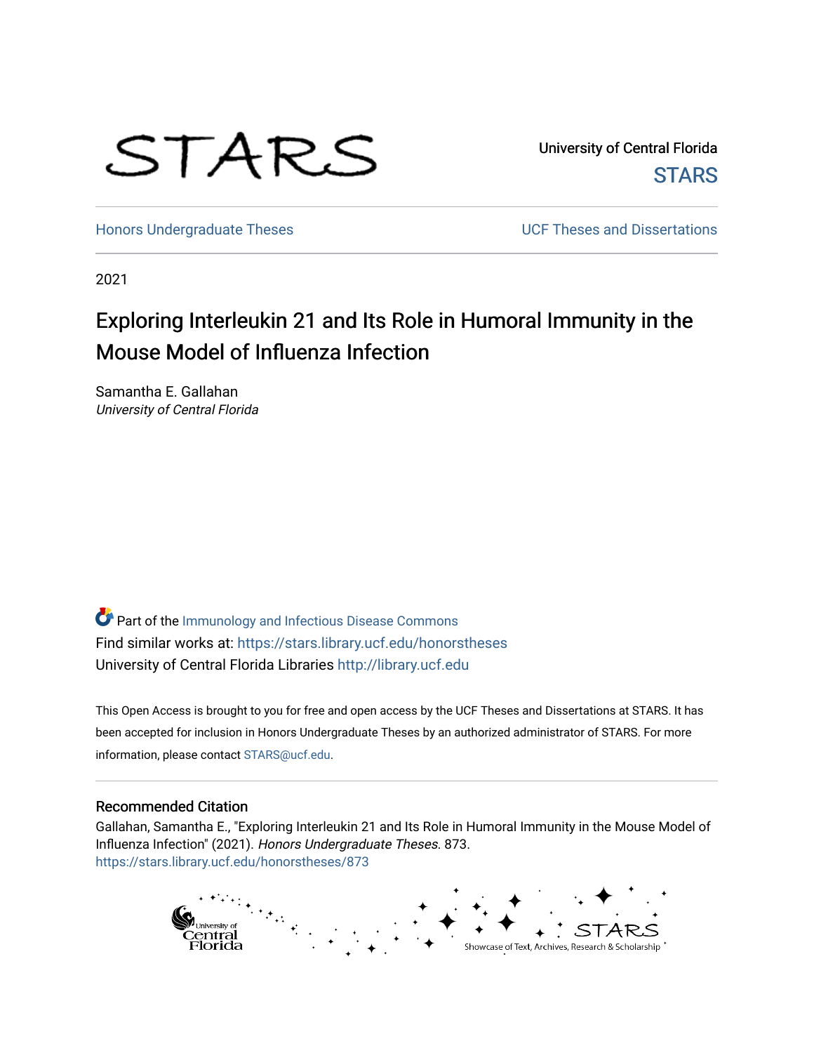STARS

University of Central Florida
STARS

Honors Undergraduate Theses

UCF Theses and Dissertations

2021

# Exploring Interleukin 21 and Its Role in Humoral Immunity in the Mouse Model of Influenza Infection

Samantha E. Gallahan
*University of Central Florida*

Part of the Immunology and Infectious Disease Commons
Find similar works at: https://stars.library.ucf.edu/honorstheses
University of Central Florida Libraries http://library.ucf.edu

This Open Access is brought to you for free and open access by the UCF Theses and Dissertations at STARS. It has been accepted for inclusion in Honors Undergraduate Theses by an authorized administrator of STARS. For more information, please contact STARS@ucf.edu.

## Recommended Citation

Gallahan, Samantha E., "Exploring Interleukin 21 and Its Role in Humoral Immunity in the Mouse Model of Influenza Infection" (2021). *Honors Undergraduate Theses*. 873.
https://stars.library.ucf.edu/honorstheses/873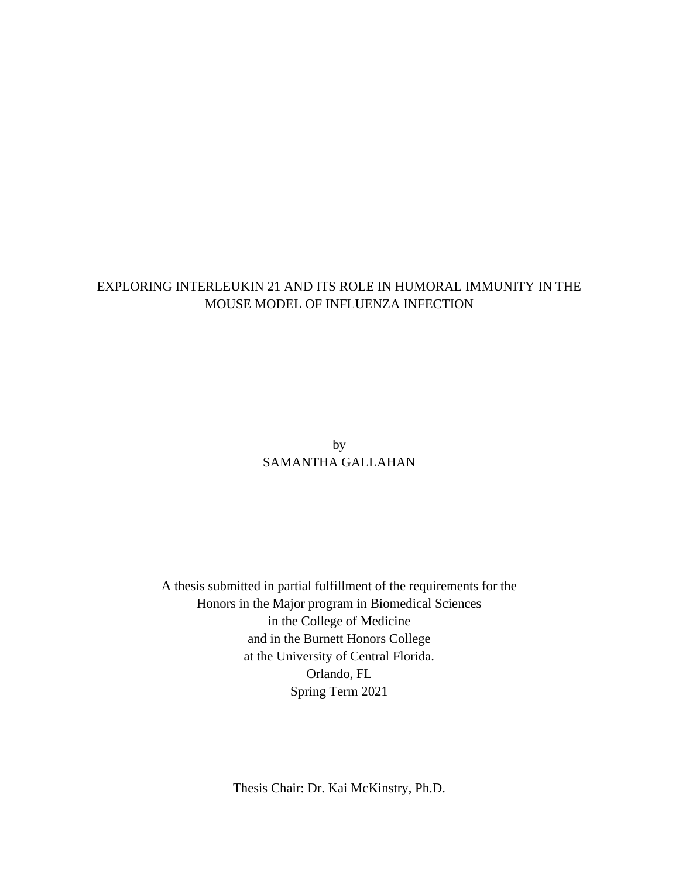# EXPLORING INTERLEUKIN 21 AND ITS ROLE IN HUMORAL IMMUNITY IN THE MOUSE MODEL OF INFLUENZA INFECTION

by
SAMANTHA GALLAHAN

A thesis submitted in partial fulfillment of the requirements for the
Honors in the Major program in Biomedical Sciences
in the College of Medicine
and in the Burnett Honors College
at the University of Central Florida.
Orlando, FL
Spring Term 2021

Thesis Chair: Dr. Kai McKinstry, Ph.D.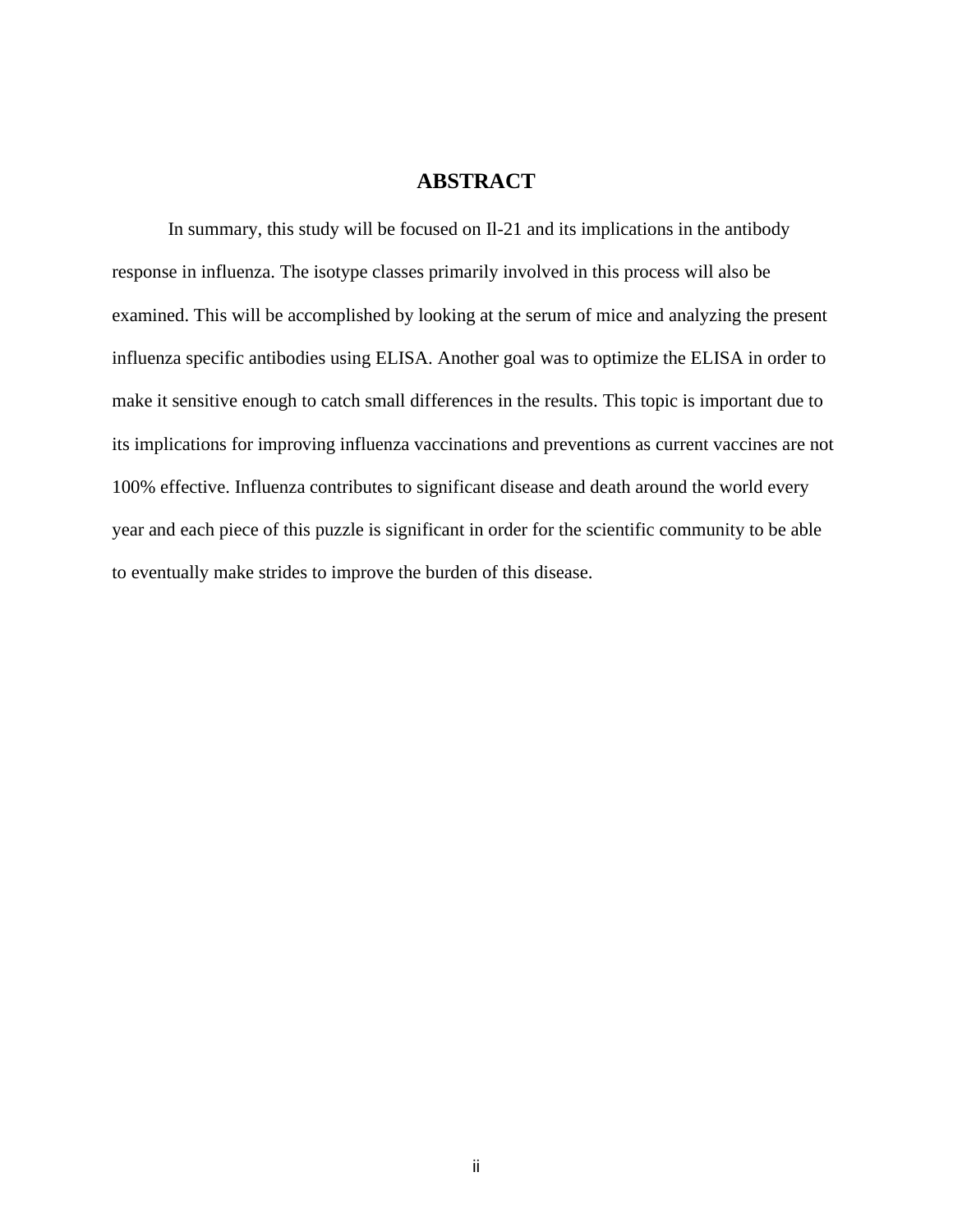# ABSTRACT

In summary, this study will be focused on Il-21 and its implications in the antibody response in influenza. The isotype classes primarily involved in this process will also be examined. This will be accomplished by looking at the serum of mice and analyzing the present influenza specific antibodies using ELISA. Another goal was to optimize the ELISA in order to make it sensitive enough to catch small differences in the results. This topic is important due to its implications for improving influenza vaccinations and preventions as current vaccines are not 100% effective. Influenza contributes to significant disease and death around the world every year and each piece of this puzzle is significant in order for the scientific community to be able to eventually make strides to improve the burden of this disease.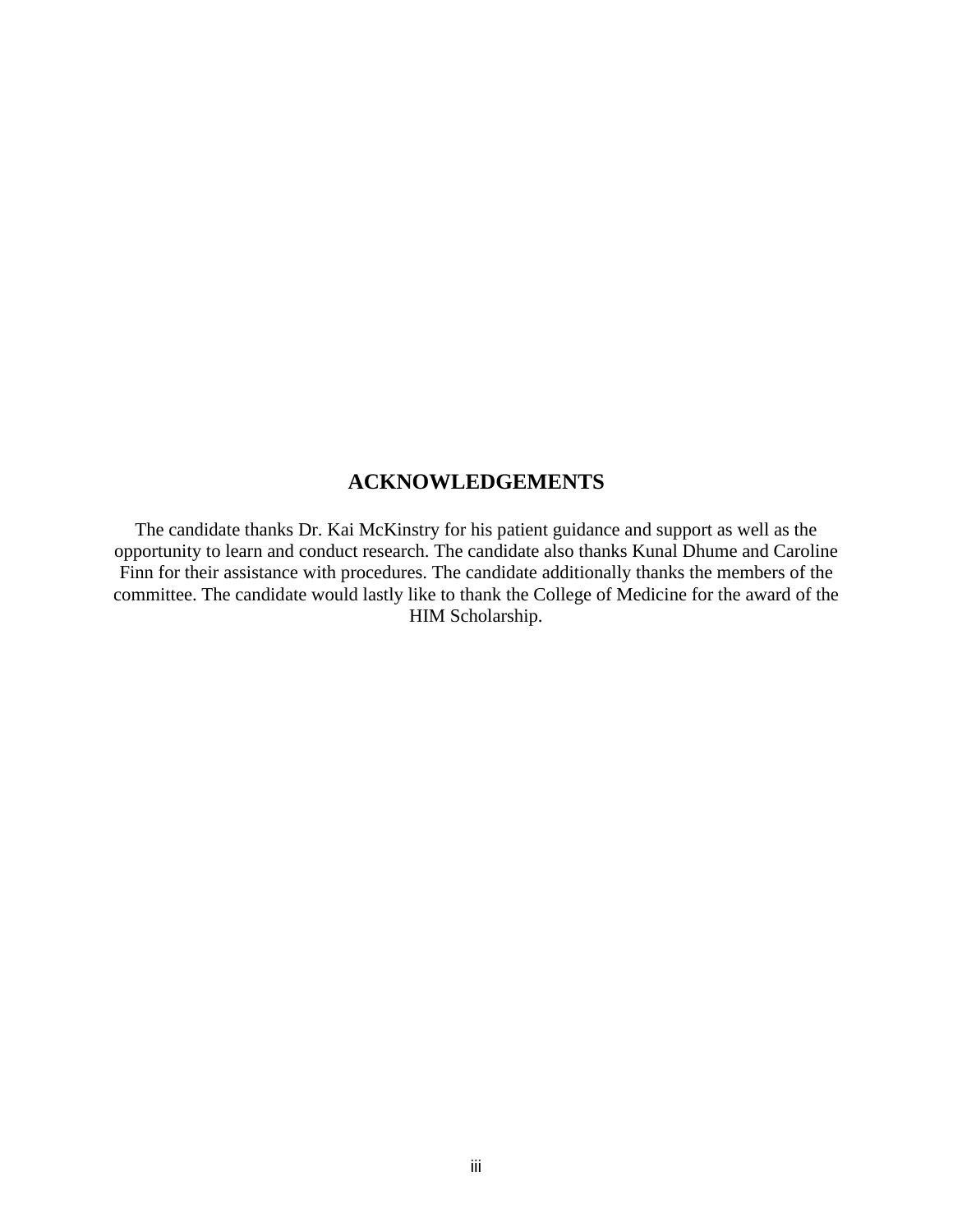## ACKNOWLEDGEMENTS

The candidate thanks Dr. Kai McKinstry for his patient guidance and support as well as the opportunity to learn and conduct research. The candidate also thanks Kunal Dhume and Caroline Finn for their assistance with procedures. The candidate additionally thanks the members of the committee. The candidate would lastly like to thank the College of Medicine for the award of the HIM Scholarship.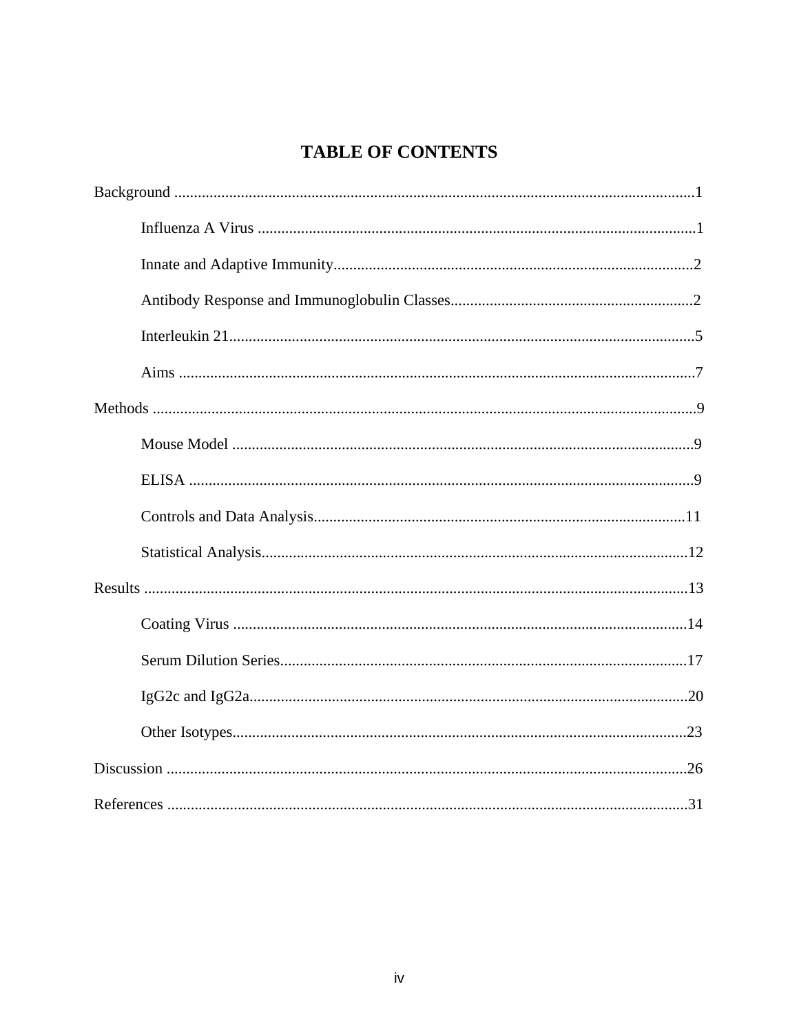# TABLE OF CONTENTS

Background ....................................................................................................................................1

- Influenza A Virus ...............................................................................................................1
- Innate and Adaptive Immunity...........................................................................................2
- Antibody Response and Immunoglobulin Classes.............................................................2
- Interleukin 21......................................................................................................................5
- Aims ...................................................................................................................................7

Methods ..........................................................................................................................................9

- Mouse Model .....................................................................................................................9
- ELISA ................................................................................................................................9
- Controls and Data Analysis..............................................................................................11
- Statistical Analysis............................................................................................................12

Results ..........................................................................................................................................13

- Coating Virus ...................................................................................................................14
- Serum Dilution Series.......................................................................................................17
- IgG2c and IgG2a...............................................................................................................20
- Other Isotypes...................................................................................................................23

Discussion ....................................................................................................................................26

References ....................................................................................................................................31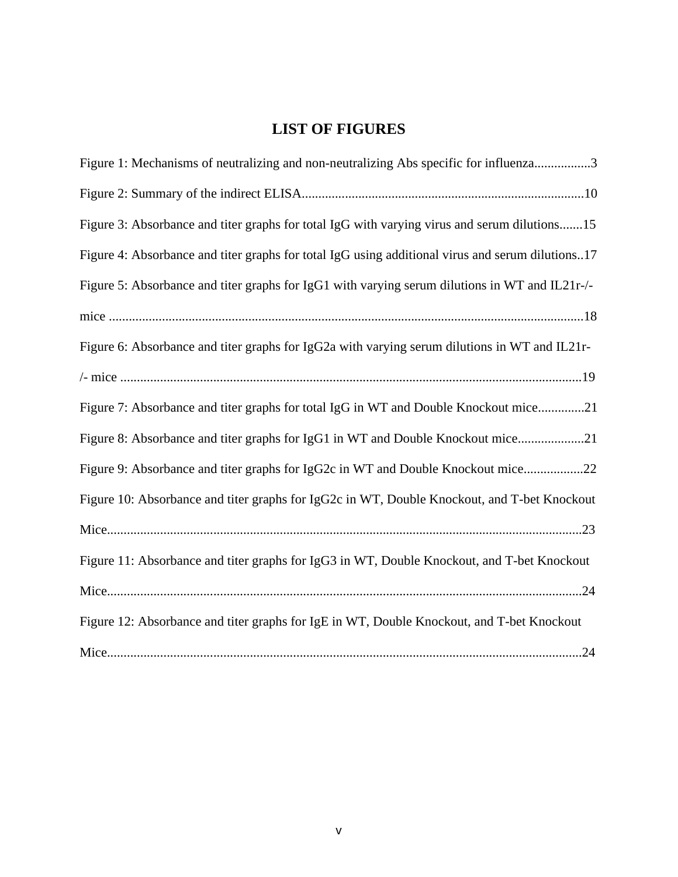# LIST OF FIGURES

Figure 1: Mechanisms of neutralizing and non-neutralizing Abs specific for influenza.................3

Figure 2: Summary of the indirect ELISA.....................................................................................10

Figure 3: Absorbance and titer graphs for total IgG with varying virus and serum dilutions.......15

Figure 4: Absorbance and titer graphs for total IgG using additional virus and serum dilutions..17

Figure 5: Absorbance and titer graphs for IgG1 with varying serum dilutions in WT and IL21r-/- mice ..............................................................................................................................................18

Figure 6: Absorbance and titer graphs for IgG2a with varying serum dilutions in WT and IL21r-/- mice ..........................................................................................................................................19

Figure 7: Absorbance and titer graphs for total IgG in WT and Double Knockout mice..............21

Figure 8: Absorbance and titer graphs for IgG1 in WT and Double Knockout mice....................21

Figure 9: Absorbance and titer graphs for IgG2c in WT and Double Knockout mice..................22

Figure 10: Absorbance and titer graphs for IgG2c in WT, Double Knockout, and T-bet Knockout Mice..............................................................................................................................................23

Figure 11: Absorbance and titer graphs for IgG3 in WT, Double Knockout, and T-bet Knockout Mice..............................................................................................................................................24

Figure 12: Absorbance and titer graphs for IgE in WT, Double Knockout, and T-bet Knockout Mice..............................................................................................................................................24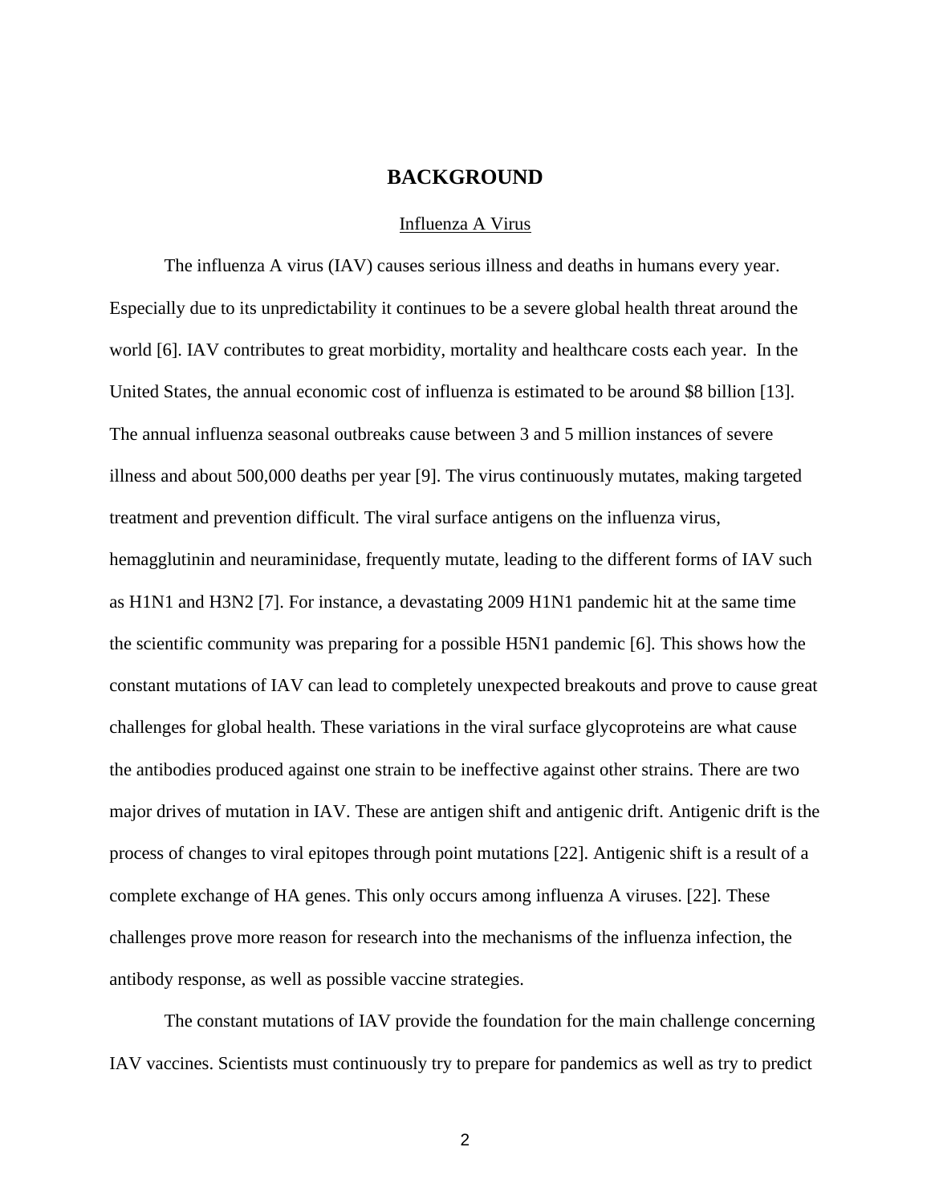# BACKGROUND

## Influenza A Virus

The influenza A virus (IAV) causes serious illness and deaths in humans every year. Especially due to its unpredictability it continues to be a severe global health threat around the world [6]. IAV contributes to great morbidity, mortality and healthcare costs each year.  In the United States, the annual economic cost of influenza is estimated to be around $8 billion [13]. The annual influenza seasonal outbreaks cause between 3 and 5 million instances of severe illness and about 500,000 deaths per year [9]. The virus continuously mutates, making targeted treatment and prevention difficult. The viral surface antigens on the influenza virus, hemagglutinin and neuraminidase, frequently mutate, leading to the different forms of IAV such as H1N1 and H3N2 [7]. For instance, a devastating 2009 H1N1 pandemic hit at the same time the scientific community was preparing for a possible H5N1 pandemic [6]. This shows how the constant mutations of IAV can lead to completely unexpected breakouts and prove to cause great challenges for global health. These variations in the viral surface glycoproteins are what cause the antibodies produced against one strain to be ineffective against other strains. There are two major drives of mutation in IAV. These are antigen shift and antigenic drift. Antigenic drift is the process of changes to viral epitopes through point mutations [22]. Antigenic shift is a result of a complete exchange of HA genes. This only occurs among influenza A viruses. [22]. These challenges prove more reason for research into the mechanisms of the influenza infection, the antibody response, as well as possible vaccine strategies.

The constant mutations of IAV provide the foundation for the main challenge concerning IAV vaccines. Scientists must continuously try to prepare for pandemics as well as try to predict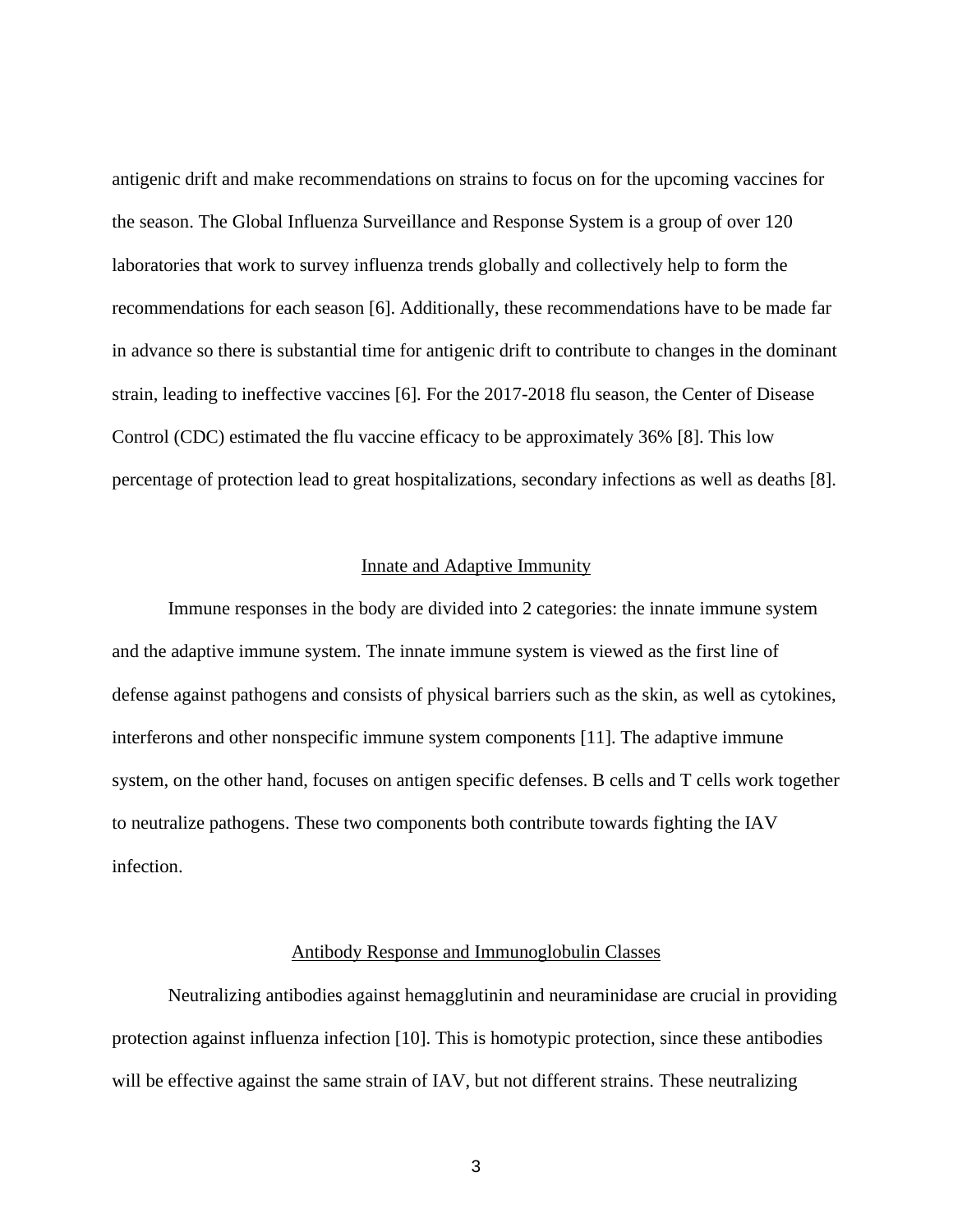antigenic drift and make recommendations on strains to focus on for the upcoming vaccines for the season. The Global Influenza Surveillance and Response System is a group of over 120 laboratories that work to survey influenza trends globally and collectively help to form the recommendations for each season [6]. Additionally, these recommendations have to be made far in advance so there is substantial time for antigenic drift to contribute to changes in the dominant strain, leading to ineffective vaccines [6]. For the 2017-2018 flu season, the Center of Disease Control (CDC) estimated the flu vaccine efficacy to be approximately 36% [8]. This low percentage of protection lead to great hospitalizations, secondary infections as well as deaths [8].

## Innate and Adaptive Immunity

Immune responses in the body are divided into 2 categories: the innate immune system and the adaptive immune system. The innate immune system is viewed as the first line of defense against pathogens and consists of physical barriers such as the skin, as well as cytokines, interferons and other nonspecific immune system components [11]. The adaptive immune system, on the other hand, focuses on antigen specific defenses. B cells and T cells work together to neutralize pathogens. These two components both contribute towards fighting the IAV infection.

## Antibody Response and Immunoglobulin Classes

Neutralizing antibodies against hemagglutinin and neuraminidase are crucial in providing protection against influenza infection [10]. This is homotypic protection, since these antibodies will be effective against the same strain of IAV, but not different strains. These neutralizing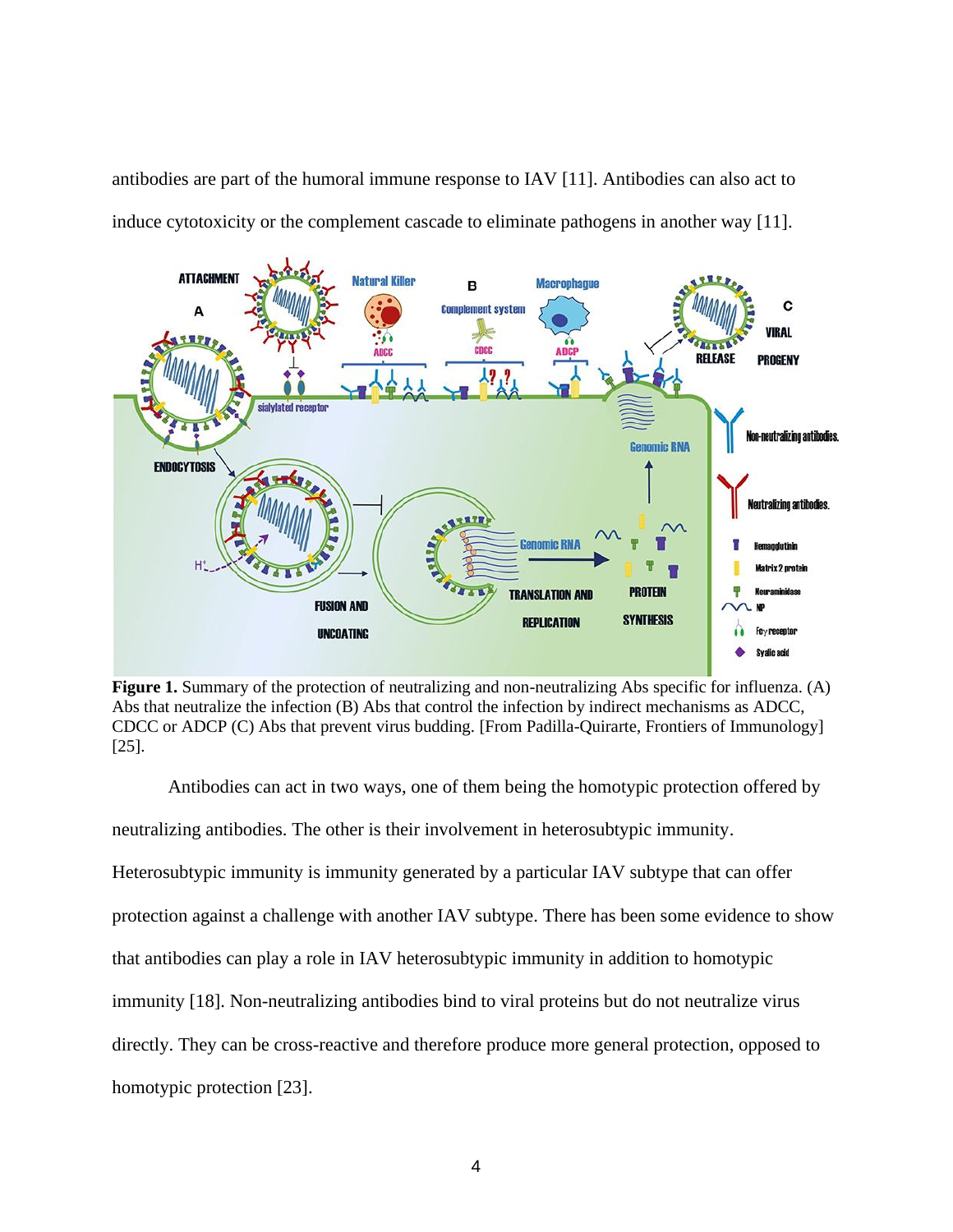antibodies are part of the humoral immune response to IAV [11]. Antibodies can also act to induce cytotoxicity or the complement cascade to eliminate pathogens in another way [11].

**Figure 1.** Summary of the protection of neutralizing and non-neutralizing Abs specific for influenza. (A) Abs that neutralize the infection (B) Abs that control the infection by indirect mechanisms as ADCC, CDCC or ADCP (C) Abs that prevent virus budding. [From Padilla-Quirarte, Frontiers of Immunology] [25].

Antibodies can act in two ways, one of them being the homotypic protection offered by neutralizing antibodies. The other is their involvement in heterosubtypic immunity. Heterosubtypic immunity is immunity generated by a particular IAV subtype that can offer protection against a challenge with another IAV subtype. There has been some evidence to show that antibodies can play a role in IAV heterosubtypic immunity in addition to homotypic immunity [18]. Non-neutralizing antibodies bind to viral proteins but do not neutralize virus directly. They can be cross-reactive and therefore produce more general protection, opposed to homotypic protection [23].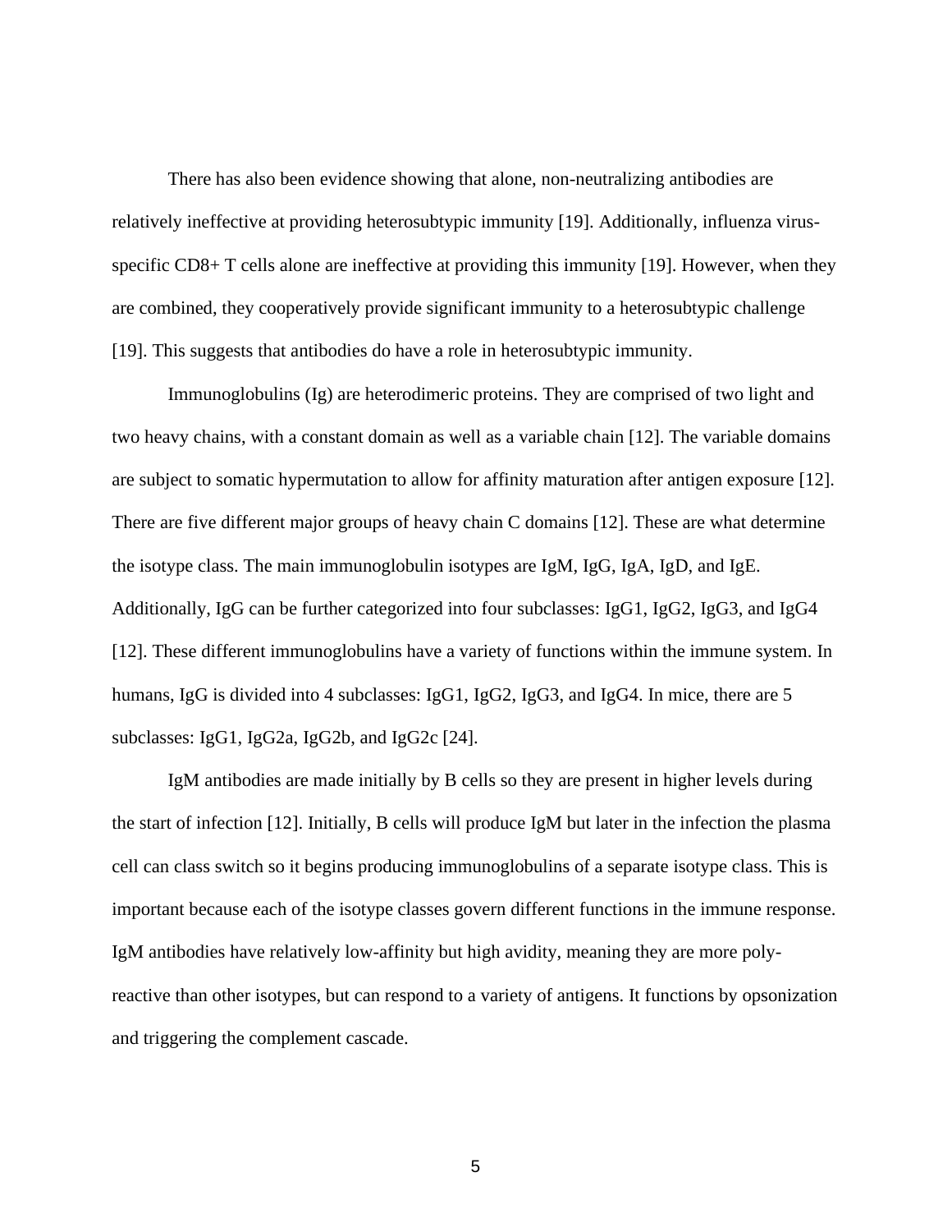There has also been evidence showing that alone, non-neutralizing antibodies are relatively ineffective at providing heterosubtypic immunity [19]. Additionally, influenza virus-specific CD8+ T cells alone are ineffective at providing this immunity [19]. However, when they are combined, they cooperatively provide significant immunity to a heterosubtypic challenge [19]. This suggests that antibodies do have a role in heterosubtypic immunity.

Immunoglobulins (Ig) are heterodimeric proteins. They are comprised of two light and two heavy chains, with a constant domain as well as a variable chain [12]. The variable domains are subject to somatic hypermutation to allow for affinity maturation after antigen exposure [12]. There are five different major groups of heavy chain C domains [12]. These are what determine the isotype class. The main immunoglobulin isotypes are IgM, IgG, IgA, IgD, and IgE. Additionally, IgG can be further categorized into four subclasses: IgG1, IgG2, IgG3, and IgG4 [12]. These different immunoglobulins have a variety of functions within the immune system. In humans, IgG is divided into 4 subclasses: IgG1, IgG2, IgG3, and IgG4. In mice, there are 5 subclasses: IgG1, IgG2a, IgG2b, and IgG2c [24].

IgM antibodies are made initially by B cells so they are present in higher levels during the start of infection [12]. Initially, B cells will produce IgM but later in the infection the plasma cell can class switch so it begins producing immunoglobulins of a separate isotype class. This is important because each of the isotype classes govern different functions in the immune response. IgM antibodies have relatively low-affinity but high avidity, meaning they are more poly-reactive than other isotypes, but can respond to a variety of antigens. It functions by opsonization and triggering the complement cascade.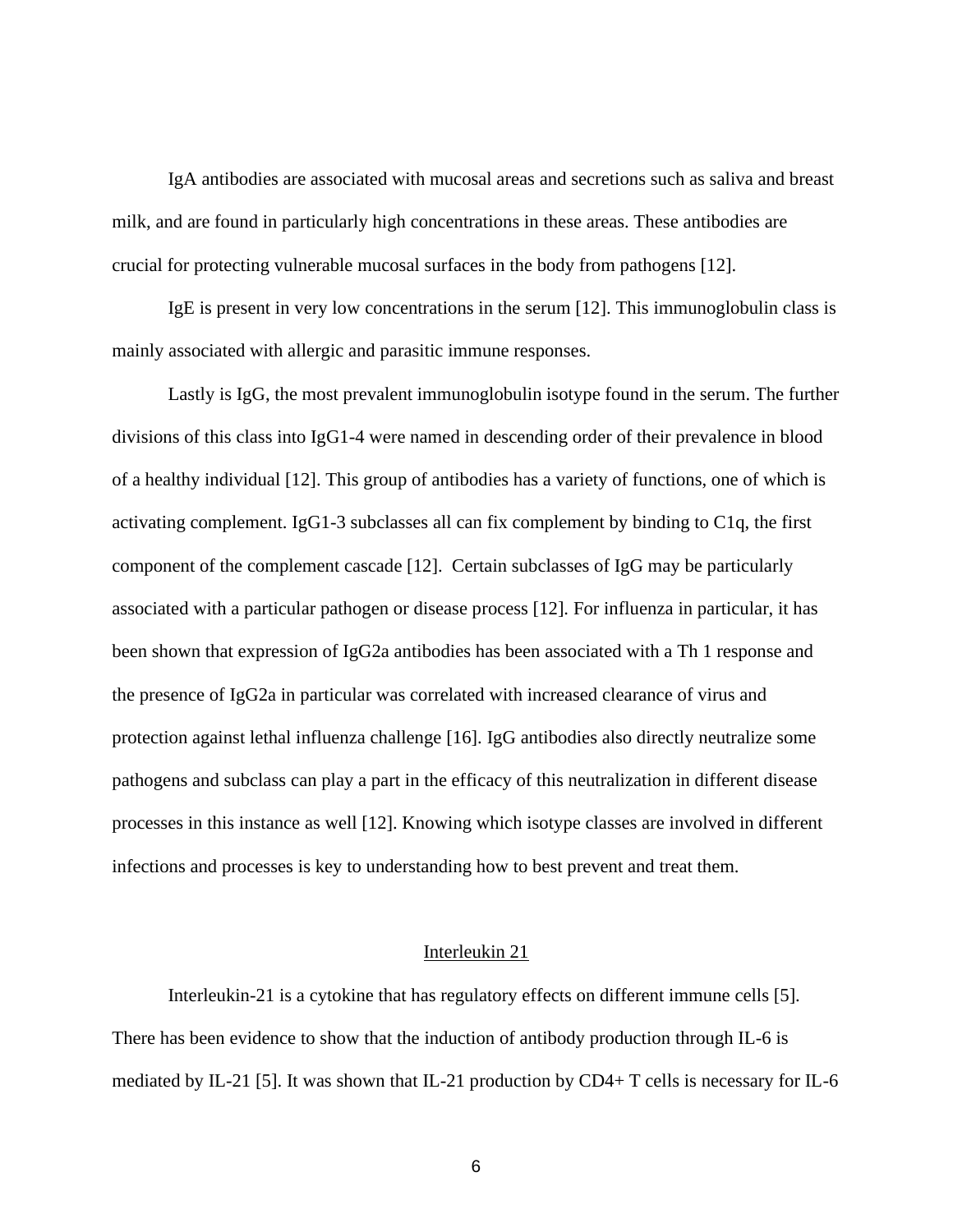IgA antibodies are associated with mucosal areas and secretions such as saliva and breast milk, and are found in particularly high concentrations in these areas. These antibodies are crucial for protecting vulnerable mucosal surfaces in the body from pathogens [12].

IgE is present in very low concentrations in the serum [12]. This immunoglobulin class is mainly associated with allergic and parasitic immune responses.

Lastly is IgG, the most prevalent immunoglobulin isotype found in the serum. The further divisions of this class into IgG1-4 were named in descending order of their prevalence in blood of a healthy individual [12]. This group of antibodies has a variety of functions, one of which is activating complement. IgG1-3 subclasses all can fix complement by binding to C1q, the first component of the complement cascade [12]. Certain subclasses of IgG may be particularly associated with a particular pathogen or disease process [12]. For influenza in particular, it has been shown that expression of IgG2a antibodies has been associated with a Th 1 response and the presence of IgG2a in particular was correlated with increased clearance of virus and protection against lethal influenza challenge [16]. IgG antibodies also directly neutralize some pathogens and subclass can play a part in the efficacy of this neutralization in different disease processes in this instance as well [12]. Knowing which isotype classes are involved in different infections and processes is key to understanding how to best prevent and treat them.

## Interleukin 21

Interleukin-21 is a cytokine that has regulatory effects on different immune cells [5]. There has been evidence to show that the induction of antibody production through IL-6 is mediated by IL-21 [5]. It was shown that IL-21 production by CD4+ T cells is necessary for IL-6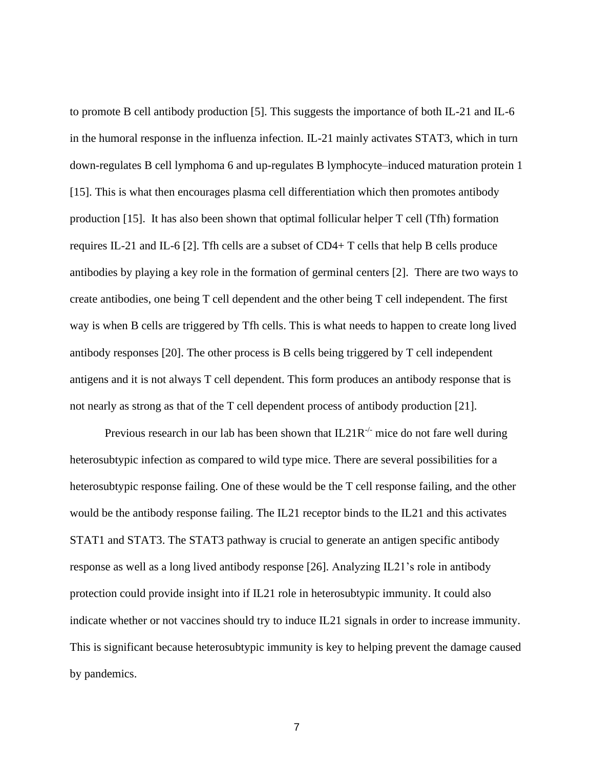to promote B cell antibody production [5]. This suggests the importance of both IL-21 and IL-6 in the humoral response in the influenza infection. IL-21 mainly activates STAT3, which in turn down-regulates B cell lymphoma 6 and up-regulates B lymphocyte–induced maturation protein 1 [15]. This is what then encourages plasma cell differentiation which then promotes antibody production [15].  It has also been shown that optimal follicular helper T cell (Tfh) formation requires IL-21 and IL-6 [2]. Tfh cells are a subset of CD4+ T cells that help B cells produce antibodies by playing a key role in the formation of germinal centers [2].  There are two ways to create antibodies, one being T cell dependent and the other being T cell independent. The first way is when B cells are triggered by Tfh cells. This is what needs to happen to create long lived antibody responses [20]. The other process is B cells being triggered by T cell independent antigens and it is not always T cell dependent. This form produces an antibody response that is not nearly as strong as that of the T cell dependent process of antibody production [21].

Previous research in our lab has been shown that IL21R$^{-/-}$ mice do not fare well during heterosubtypic infection as compared to wild type mice. There are several possibilities for a heterosubtypic response failing. One of these would be the T cell response failing, and the other would be the antibody response failing. The IL21 receptor binds to the IL21 and this activates STAT1 and STAT3. The STAT3 pathway is crucial to generate an antigen specific antibody response as well as a long lived antibody response [26]. Analyzing IL21's role in antibody protection could provide insight into if IL21 role in heterosubtypic immunity. It could also indicate whether or not vaccines should try to induce IL21 signals in order to increase immunity. This is significant because heterosubtypic immunity is key to helping prevent the damage caused by pandemics.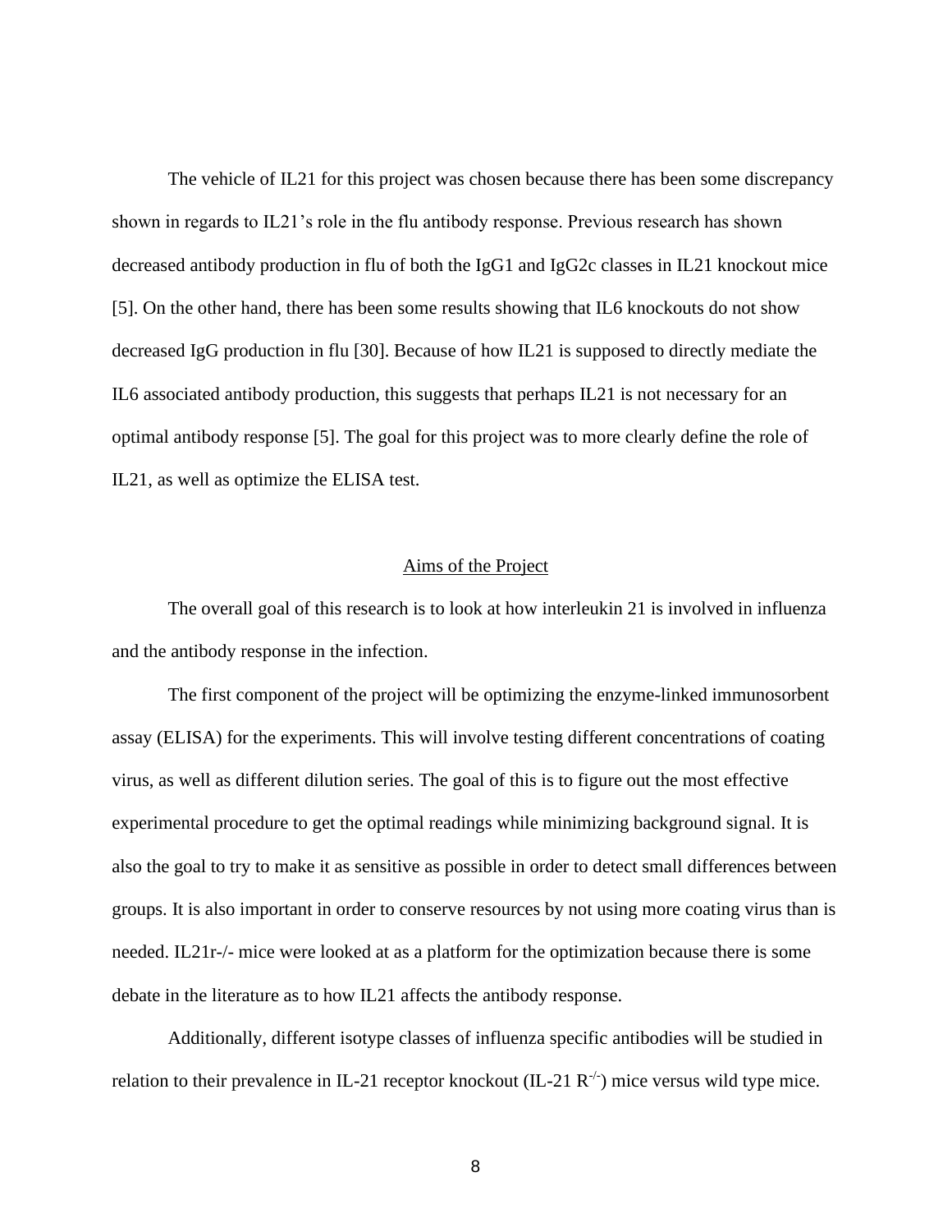The vehicle of IL21 for this project was chosen because there has been some discrepancy shown in regards to IL21's role in the flu antibody response. Previous research has shown decreased antibody production in flu of both the IgG1 and IgG2c classes in IL21 knockout mice [5]. On the other hand, there has been some results showing that IL6 knockouts do not show decreased IgG production in flu [30]. Because of how IL21 is supposed to directly mediate the IL6 associated antibody production, this suggests that perhaps IL21 is not necessary for an optimal antibody response [5]. The goal for this project was to more clearly define the role of IL21, as well as optimize the ELISA test.

## Aims of the Project

The overall goal of this research is to look at how interleukin 21 is involved in influenza and the antibody response in the infection.

The first component of the project will be optimizing the enzyme-linked immunosorbent assay (ELISA) for the experiments. This will involve testing different concentrations of coating virus, as well as different dilution series. The goal of this is to figure out the most effective experimental procedure to get the optimal readings while minimizing background signal. It is also the goal to try to make it as sensitive as possible in order to detect small differences between groups. It is also important in order to conserve resources by not using more coating virus than is needed. IL21r-/- mice were looked at as a platform for the optimization because there is some debate in the literature as to how IL21 affects the antibody response.

Additionally, different isotype classes of influenza specific antibodies will be studied in relation to their prevalence in IL-21 receptor knockout (IL-21 $R^{-/-}$) mice versus wild type mice.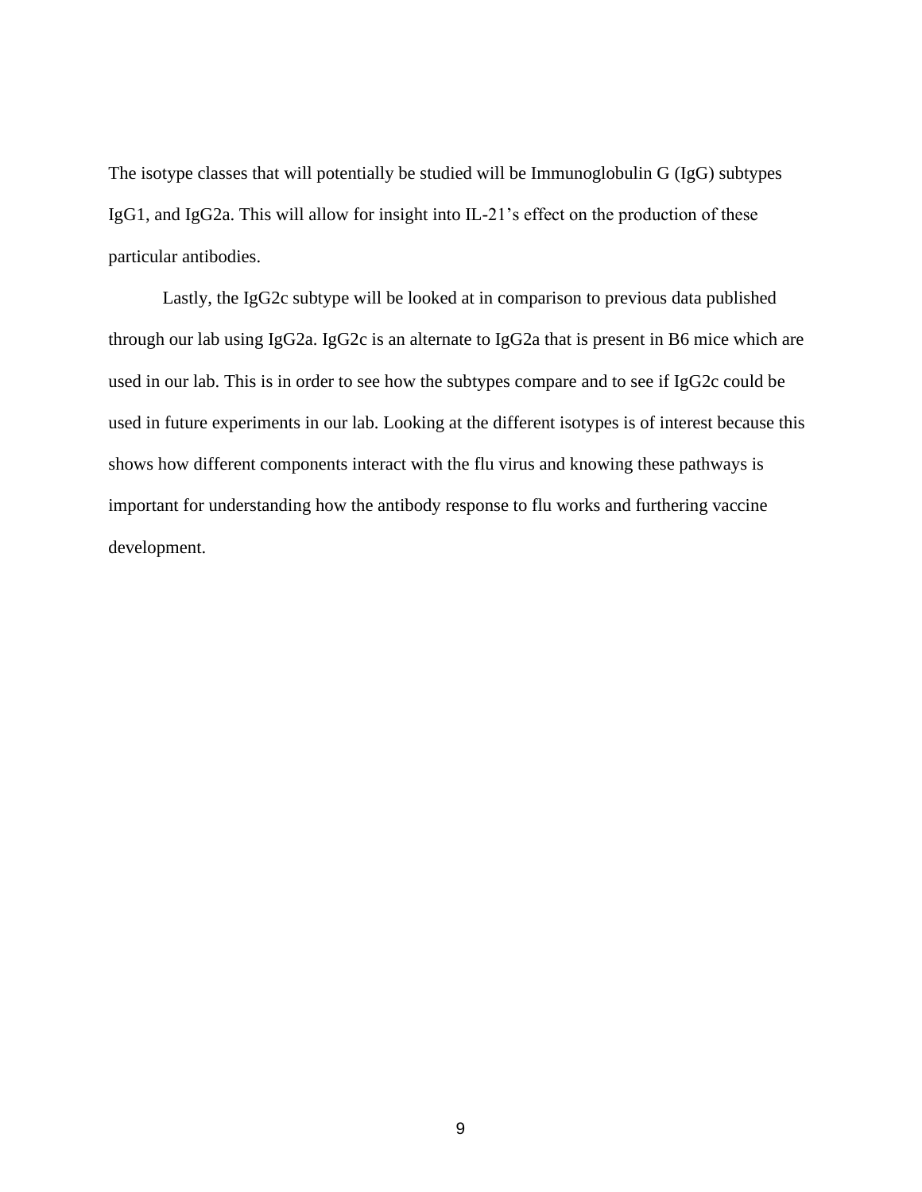The isotype classes that will potentially be studied will be Immunoglobulin G (IgG) subtypes IgG1, and IgG2a. This will allow for insight into IL-21's effect on the production of these particular antibodies.

Lastly, the IgG2c subtype will be looked at in comparison to previous data published through our lab using IgG2a. IgG2c is an alternate to IgG2a that is present in B6 mice which are used in our lab. This is in order to see how the subtypes compare and to see if IgG2c could be used in future experiments in our lab. Looking at the different isotypes is of interest because this shows how different components interact with the flu virus and knowing these pathways is important for understanding how the antibody response to flu works and furthering vaccine development.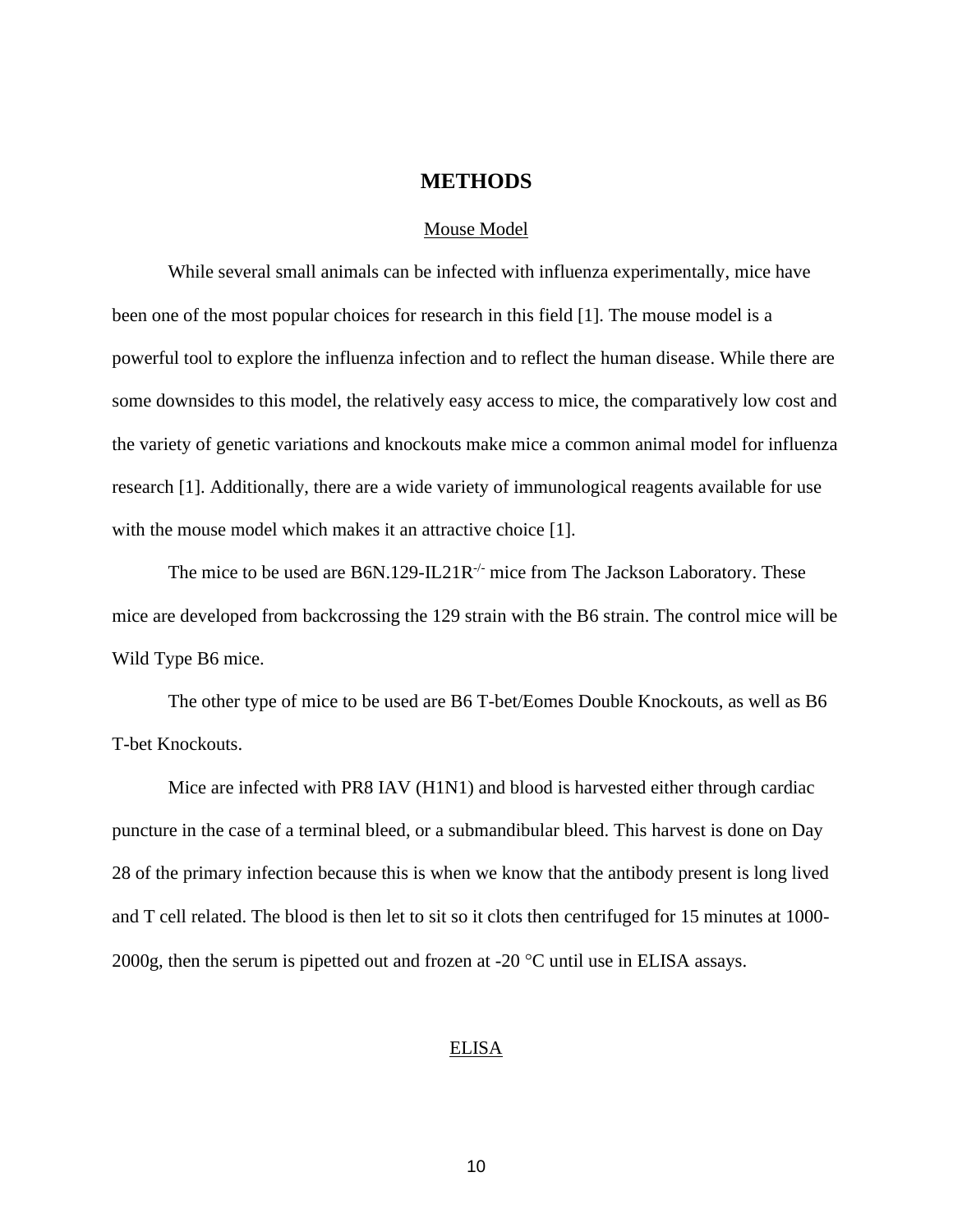# METHODS

## Mouse Model

While several small animals can be infected with influenza experimentally, mice have been one of the most popular choices for research in this field [1]. The mouse model is a powerful tool to explore the influenza infection and to reflect the human disease. While there are some downsides to this model, the relatively easy access to mice, the comparatively low cost and the variety of genetic variations and knockouts make mice a common animal model for influenza research [1]. Additionally, there are a wide variety of immunological reagents available for use with the mouse model which makes it an attractive choice [1].

The mice to be used are B6N.129-IL21R$^{-/-}$ mice from The Jackson Laboratory. These mice are developed from backcrossing the 129 strain with the B6 strain. The control mice will be Wild Type B6 mice.

The other type of mice to be used are B6 T-bet/Eomes Double Knockouts, as well as B6 T-bet Knockouts.

Mice are infected with PR8 IAV (H1N1) and blood is harvested either through cardiac puncture in the case of a terminal bleed, or a submandibular bleed. This harvest is done on Day 28 of the primary infection because this is when we know that the antibody present is long lived and T cell related. The blood is then let to sit so it clots then centrifuged for 15 minutes at 1000-2000g, then the serum is pipetted out and frozen at -20 °C until use in ELISA assays.

## ELISA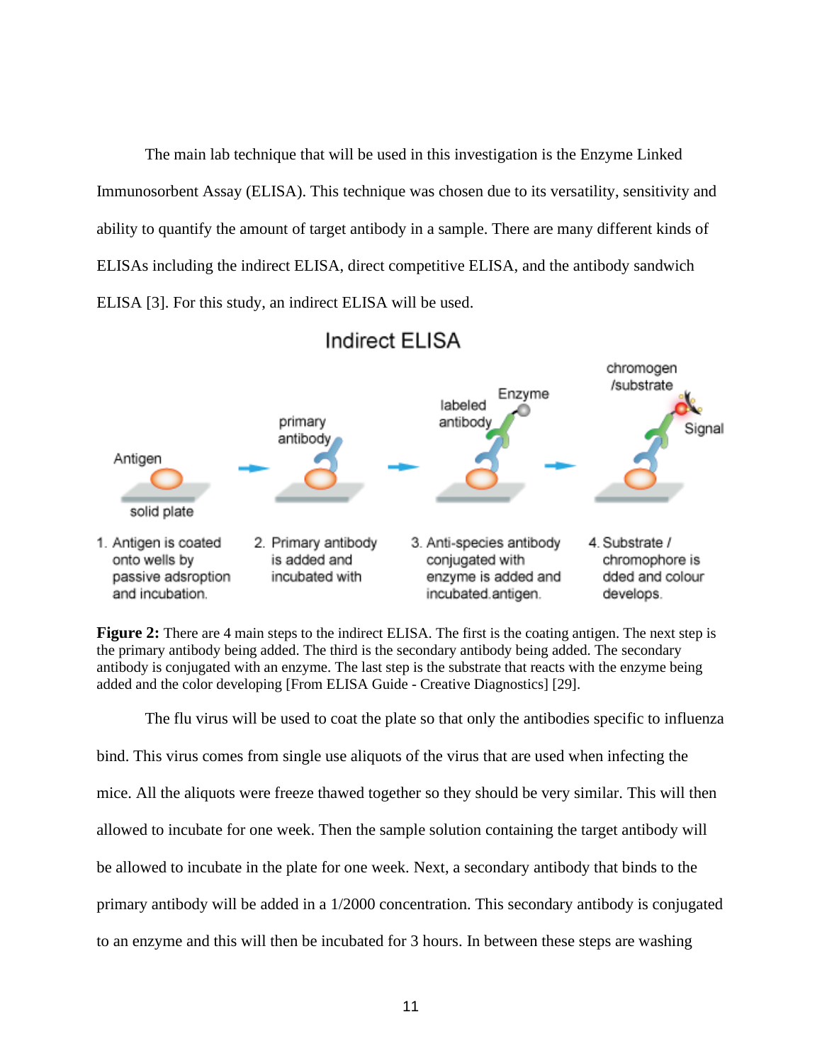The main lab technique that will be used in this investigation is the Enzyme Linked Immunosorbent Assay (ELISA). This technique was chosen due to its versatility, sensitivity and ability to quantify the amount of target antibody in a sample. There are many different kinds of ELISAs including the indirect ELISA, direct competitive ELISA, and the antibody sandwich ELISA [3]. For this study, an indirect ELISA will be used.

**Figure 2:** There are 4 main steps to the indirect ELISA. The first is the coating antigen. The next step is the primary antibody being added. The third is the secondary antibody being added. The secondary antibody is conjugated with an enzyme. The last step is the substrate that reacts with the enzyme being added and the color developing [From ELISA Guide - Creative Diagnostics] [29].

The flu virus will be used to coat the plate so that only the antibodies specific to influenza bind. This virus comes from single use aliquots of the virus that are used when infecting the mice. All the aliquots were freeze thawed together so they should be very similar. This will then allowed to incubate for one week. Then the sample solution containing the target antibody will be allowed to incubate in the plate for one week. Next, a secondary antibody that binds to the primary antibody will be added in a 1/2000 concentration. This secondary antibody is conjugated to an enzyme and this will then be incubated for 3 hours. In between these steps are washing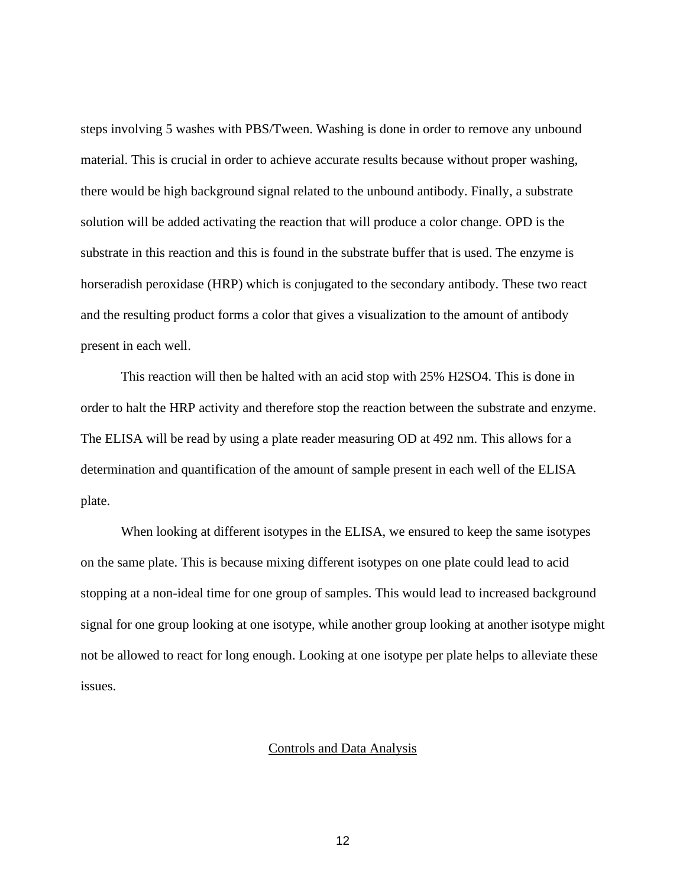steps involving 5 washes with PBS/Tween. Washing is done in order to remove any unbound material. This is crucial in order to achieve accurate results because without proper washing, there would be high background signal related to the unbound antibody. Finally, a substrate solution will be added activating the reaction that will produce a color change. OPD is the substrate in this reaction and this is found in the substrate buffer that is used. The enzyme is horseradish peroxidase (HRP) which is conjugated to the secondary antibody. These two react and the resulting product forms a color that gives a visualization to the amount of antibody present in each well.

This reaction will then be halted with an acid stop with 25% $H_2SO_4$. This is done in order to halt the HRP activity and therefore stop the reaction between the substrate and enzyme. The ELISA will be read by using a plate reader measuring OD at 492 nm. This allows for a determination and quantification of the amount of sample present in each well of the ELISA plate.

When looking at different isotypes in the ELISA, we ensured to keep the same isotypes on the same plate. This is because mixing different isotypes on one plate could lead to acid stopping at a non-ideal time for one group of samples. This would lead to increased background signal for one group looking at one isotype, while another group looking at another isotype might not be allowed to react for long enough. Looking at one isotype per plate helps to alleviate these issues.

## Controls and Data Analysis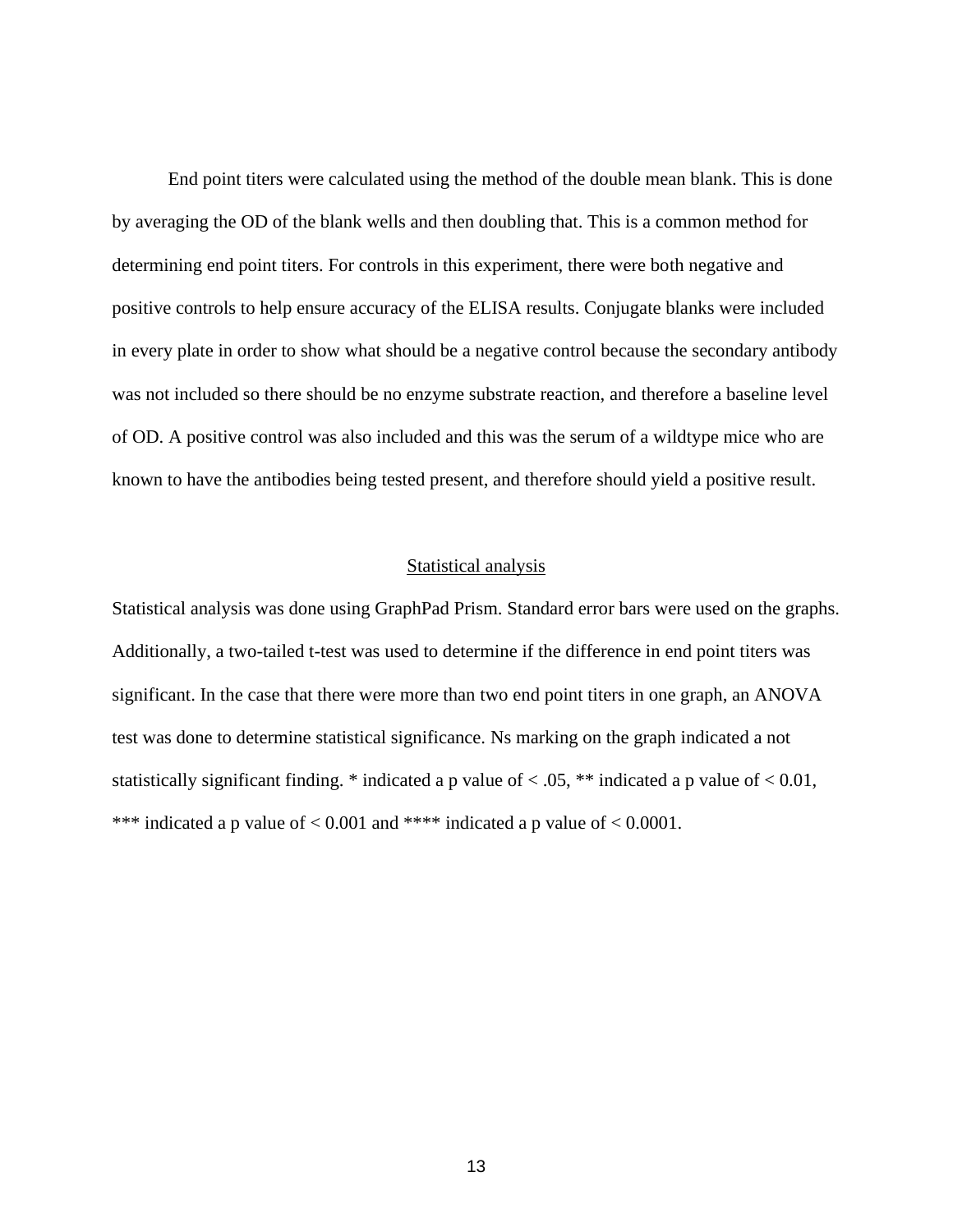End point titers were calculated using the method of the double mean blank. This is done by averaging the OD of the blank wells and then doubling that. This is a common method for determining end point titers. For controls in this experiment, there were both negative and positive controls to help ensure accuracy of the ELISA results. Conjugate blanks were included in every plate in order to show what should be a negative control because the secondary antibody was not included so there should be no enzyme substrate reaction, and therefore a baseline level of OD. A positive control was also included and this was the serum of a wildtype mice who are known to have the antibodies being tested present, and therefore should yield a positive result.

## Statistical analysis

Statistical analysis was done using GraphPad Prism. Standard error bars were used on the graphs. Additionally, a two-tailed t-test was used to determine if the difference in end point titers was significant. In the case that there were more than two end point titers in one graph, an ANOVA test was done to determine statistical significance. Ns marking on the graph indicated a not statistically significant finding. * indicated a p value of $< .05$, ** indicated a p value of $< 0.01$, *** indicated a p value of $< 0.001$ and **** indicated a p value of $< 0.0001$.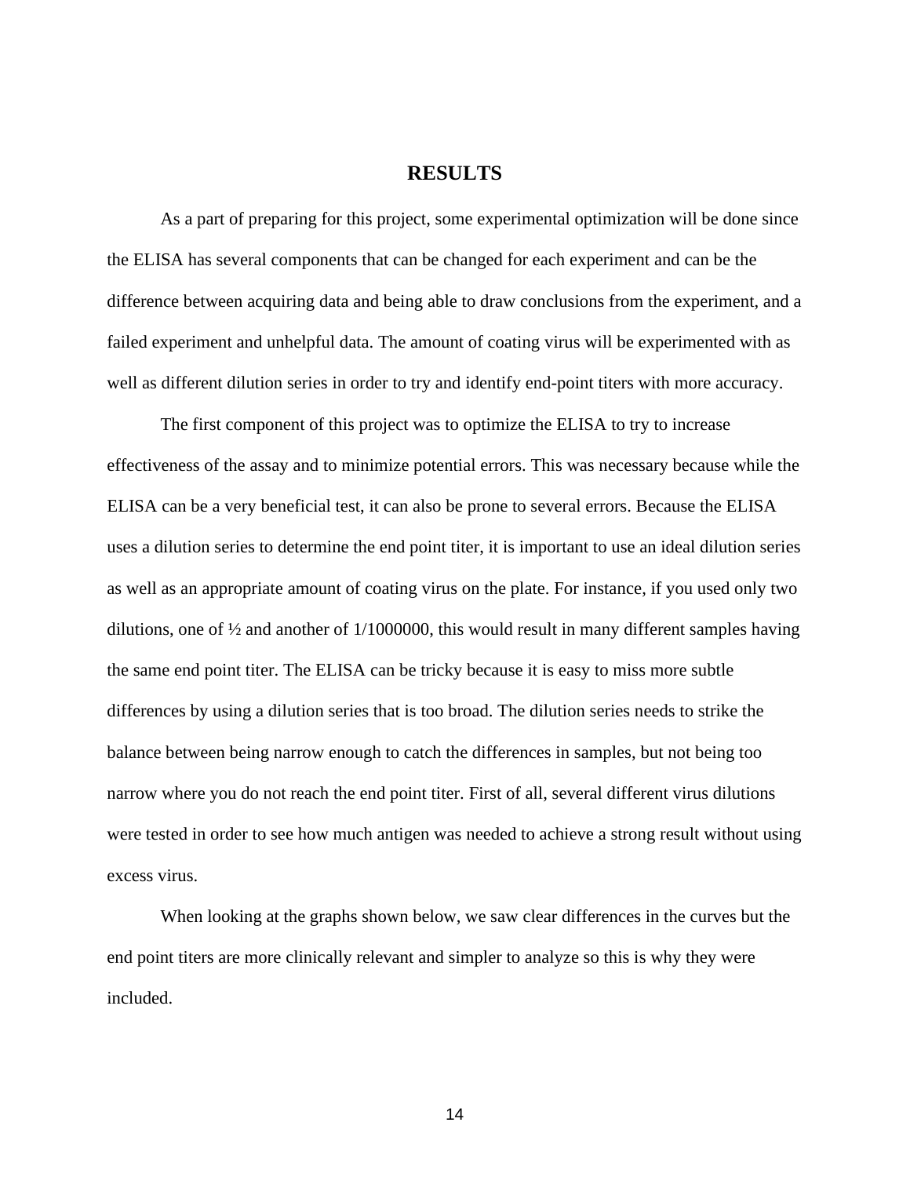# RESULTS

As a part of preparing for this project, some experimental optimization will be done since the ELISA has several components that can be changed for each experiment and can be the difference between acquiring data and being able to draw conclusions from the experiment, and a failed experiment and unhelpful data. The amount of coating virus will be experimented with as well as different dilution series in order to try and identify end-point titers with more accuracy.

The first component of this project was to optimize the ELISA to try to increase effectiveness of the assay and to minimize potential errors. This was necessary because while the ELISA can be a very beneficial test, it can also be prone to several errors. Because the ELISA uses a dilution series to determine the end point titer, it is important to use an ideal dilution series as well as an appropriate amount of coating virus on the plate. For instance, if you used only two dilutions, one of ½ and another of 1/1000000, this would result in many different samples having the same end point titer. The ELISA can be tricky because it is easy to miss more subtle differences by using a dilution series that is too broad. The dilution series needs to strike the balance between being narrow enough to catch the differences in samples, but not being too narrow where you do not reach the end point titer. First of all, several different virus dilutions were tested in order to see how much antigen was needed to achieve a strong result without using excess virus.

When looking at the graphs shown below, we saw clear differences in the curves but the end point titers are more clinically relevant and simpler to analyze so this is why they were included.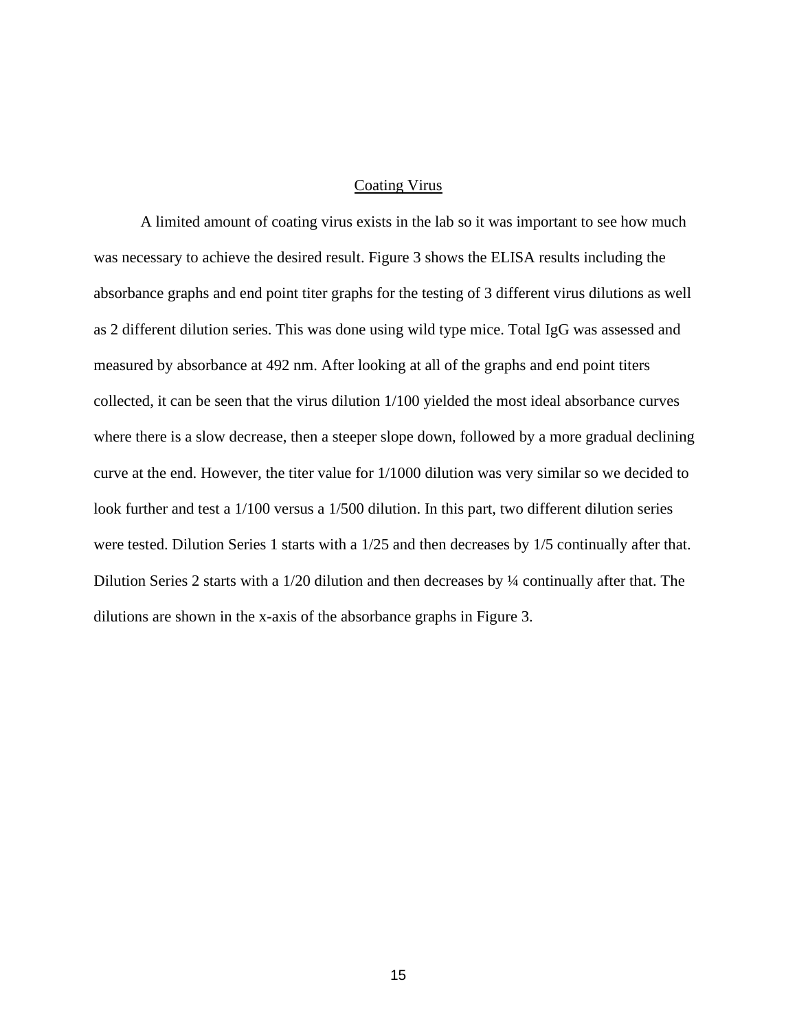## Coating Virus

A limited amount of coating virus exists in the lab so it was important to see how much was necessary to achieve the desired result. Figure 3 shows the ELISA results including the absorbance graphs and end point titer graphs for the testing of 3 different virus dilutions as well as 2 different dilution series. This was done using wild type mice. Total IgG was assessed and measured by absorbance at 492 nm. After looking at all of the graphs and end point titers collected, it can be seen that the virus dilution 1/100 yielded the most ideal absorbance curves where there is a slow decrease, then a steeper slope down, followed by a more gradual declining curve at the end. However, the titer value for 1/1000 dilution was very similar so we decided to look further and test a 1/100 versus a 1/500 dilution. In this part, two different dilution series were tested. Dilution Series 1 starts with a 1/25 and then decreases by 1/5 continually after that. Dilution Series 2 starts with a 1/20 dilution and then decreases by ¼ continually after that. The dilutions are shown in the x-axis of the absorbance graphs in Figure 3.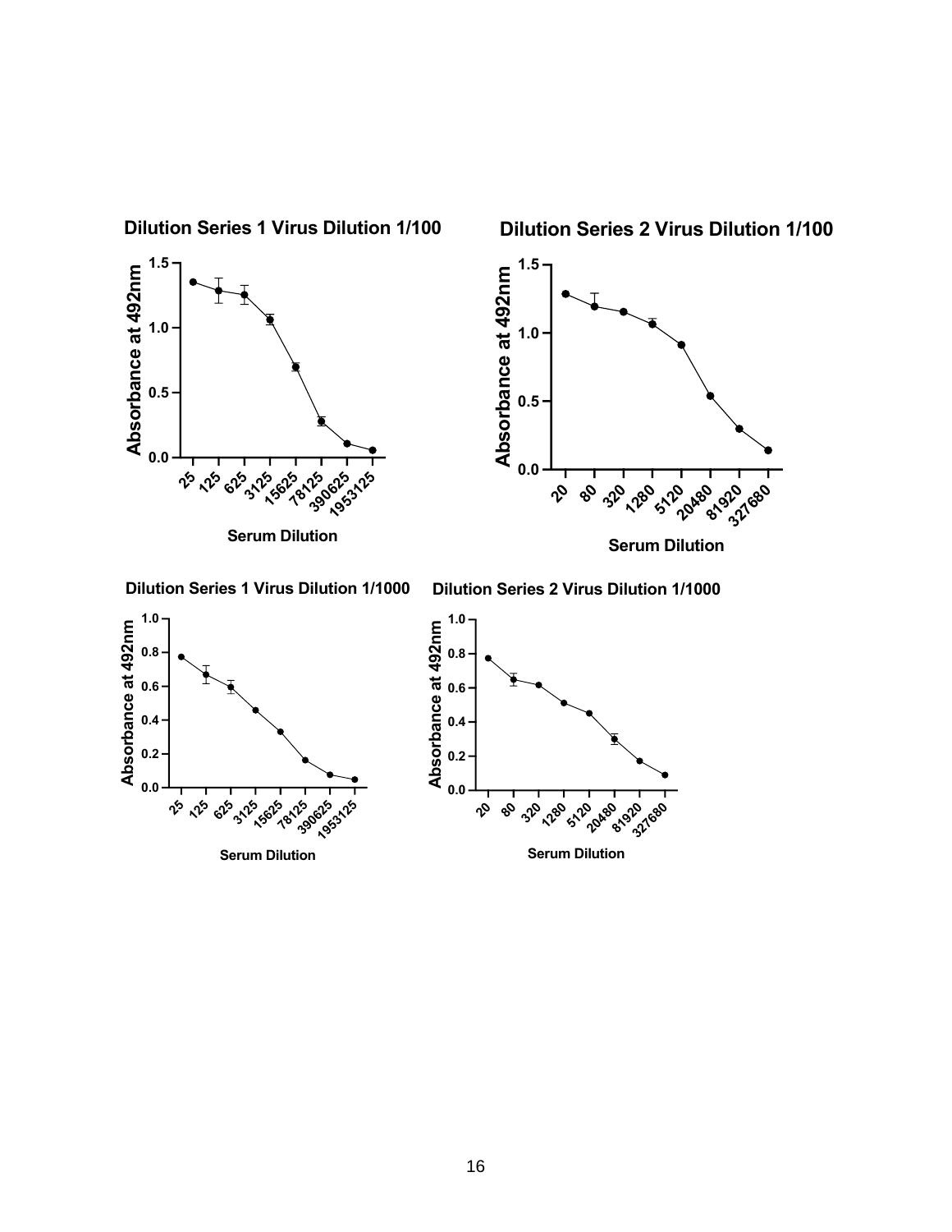**Dilution Series 1 Virus Dilution 1/100**

Absorbance at 492nm

Serum Dilution: 25, 125, 625, 3125, 15625, 78125, 390625, 1953125

**Dilution Series 2 Virus Dilution 1/100**

Absorbance at 492nm

Serum Dilution: 20, 80, 320, 1280, 5120, 20480, 81920, 327680

**Dilution Series 1 Virus Dilution 1/1000**

Absorbance at 492nm

Serum Dilution: 25, 125, 625, 3125, 15625, 78125, 390625, 1953125

**Dilution Series 2 Virus Dilution 1/1000**

Absorbance at 492nm

Serum Dilution: 20, 80, 320, 1280, 5120, 20480, 81920, 327680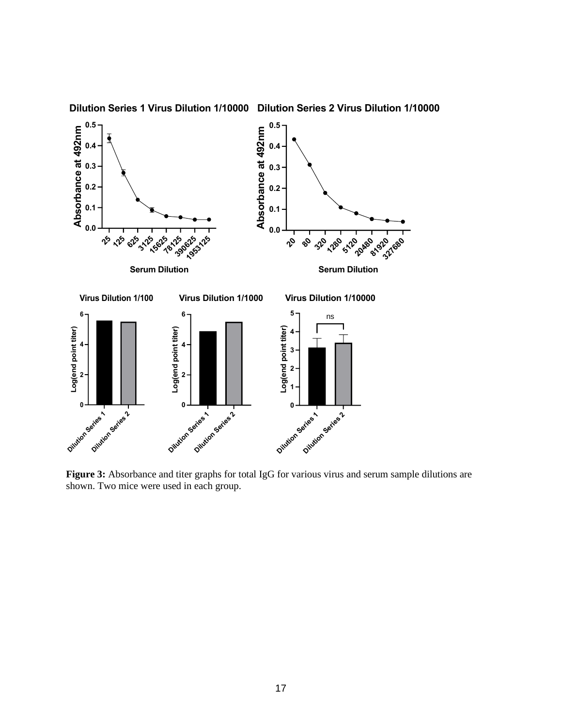**Figure 3:** Absorbance and titer graphs for total IgG for various virus and serum sample dilutions are shown. Two mice were used in each group.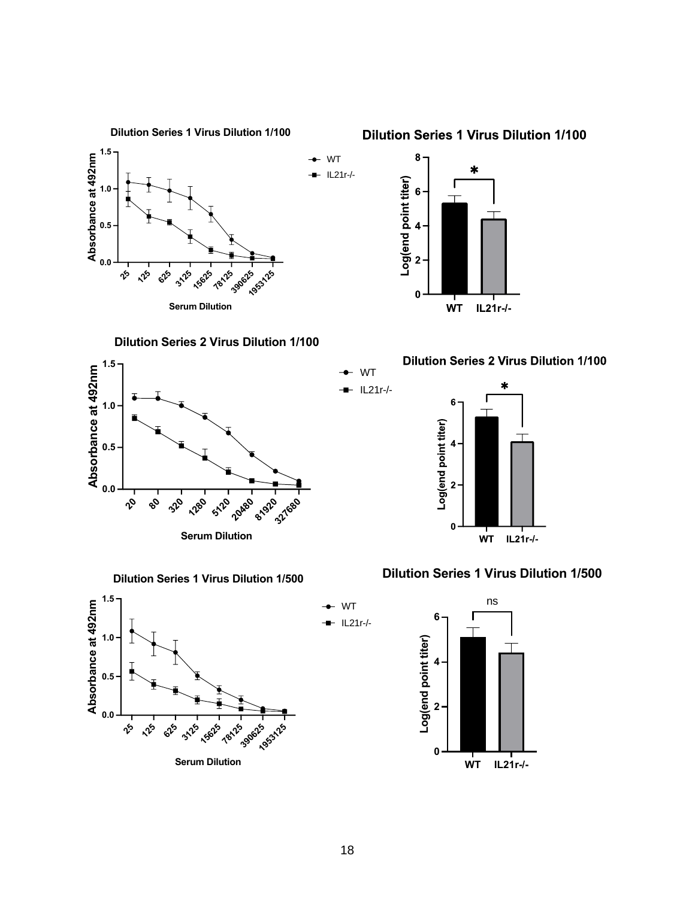**Dilution Series 1 Virus Dilution 1/100**

Absorbance at 492nm vs. Serum Dilution (25, 125, 625, 3125, 15625, 78125, 390625, 1953125); WT, IL21r-/-

**Dilution Series 1 Virus Dilution 1/100**

Log(end point titer): WT vs. IL21r-/- *

**Dilution Series 2 Virus Dilution 1/100**

Absorbance at 492nm vs. Serum Dilution (20, 80, 320, 1280, 5120, 20480, 81920, 327680); WT, IL21r-/-

**Dilution Series 2 Virus Dilution 1/100**

Log(end point titer): WT vs. IL21r-/- *

**Dilution Series 1 Virus Dilution 1/500**

Absorbance at 492nm vs. Serum Dilution (25, 125, 625, 3125, 15625, 78125, 390625, 1953125); WT, IL21r-/-

**Dilution Series 1 Virus Dilution 1/500**

Log(end point titer): WT vs. IL21r-/- ns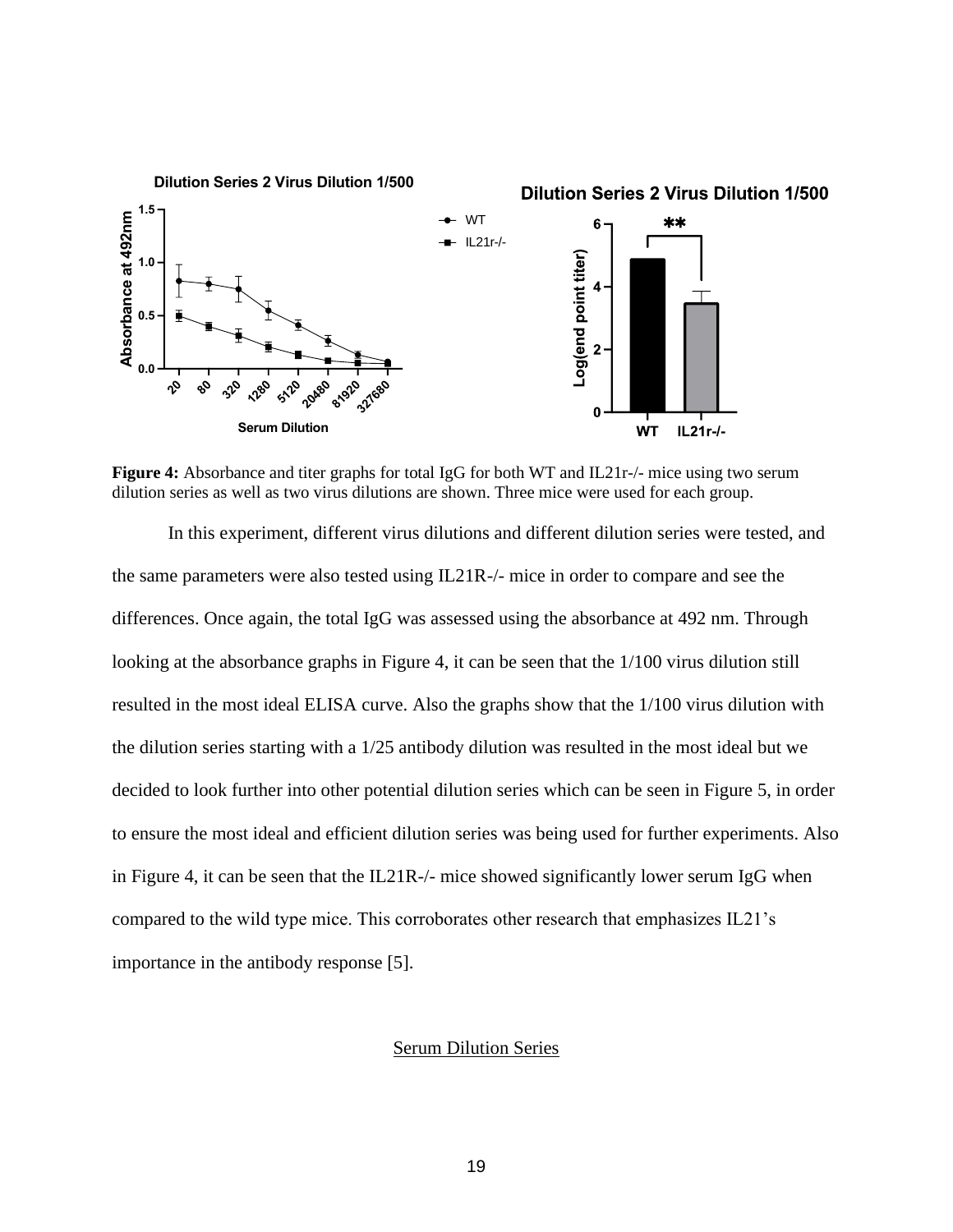**Figure 4:** Absorbance and titer graphs for total IgG for both WT and IL21r-/- mice using two serum dilution series as well as two virus dilutions are shown. Three mice were used for each group.

In this experiment, different virus dilutions and different dilution series were tested, and the same parameters were also tested using IL21R-/- mice in order to compare and see the differences. Once again, the total IgG was assessed using the absorbance at 492 nm. Through looking at the absorbance graphs in Figure 4, it can be seen that the 1/100 virus dilution still resulted in the most ideal ELISA curve. Also the graphs show that the 1/100 virus dilution with the dilution series starting with a 1/25 antibody dilution was resulted in the most ideal but we decided to look further into other potential dilution series which can be seen in Figure 5, in order to ensure the most ideal and efficient dilution series was being used for further experiments. Also in Figure 4, it can be seen that the IL21R-/- mice showed significantly lower serum IgG when compared to the wild type mice. This corroborates other research that emphasizes IL21's importance in the antibody response [5].

## Serum Dilution Series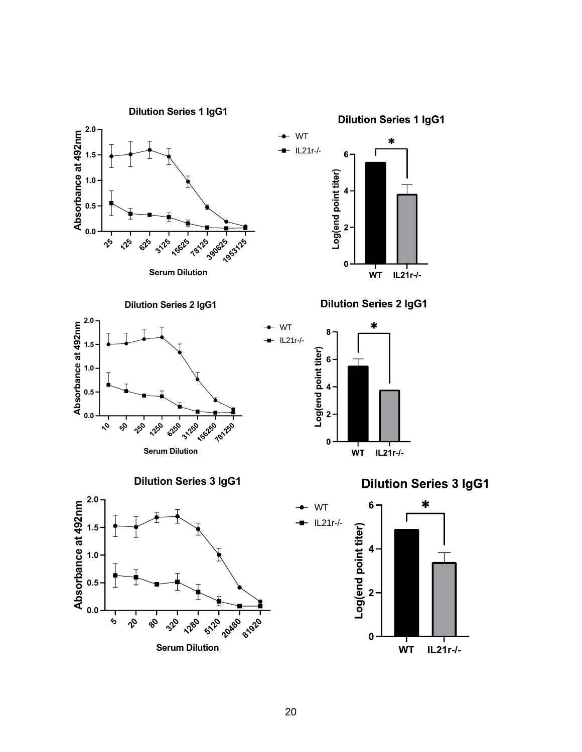Dilution Series 1 IgG1

Absorbance at 492nm

Serum Dilution: 25, 125, 625, 3125, 15625, 78125, 390625, 1953125

WT
IL21r-/-

Dilution Series 1 IgG1

Log(end point titer)

WT IL21r-/-

Dilution Series 2 IgG1

Absorbance at 492nm

Serum Dilution: 10, 50, 250, 1250, 6250, 31250, 156250, 781250

WT
IL21r-/-

Dilution Series 2 IgG1

Log(end point titer)

WT IL21r-/-

Dilution Series 3 IgG1

Absorbance at 492nm

Serum Dilution: 5, 20, 80, 320, 1280, 5120, 20480, 81920

WT
IL21r-/-

Dilution Series 3 IgG1

Log(end point titer)

WT IL21r-/-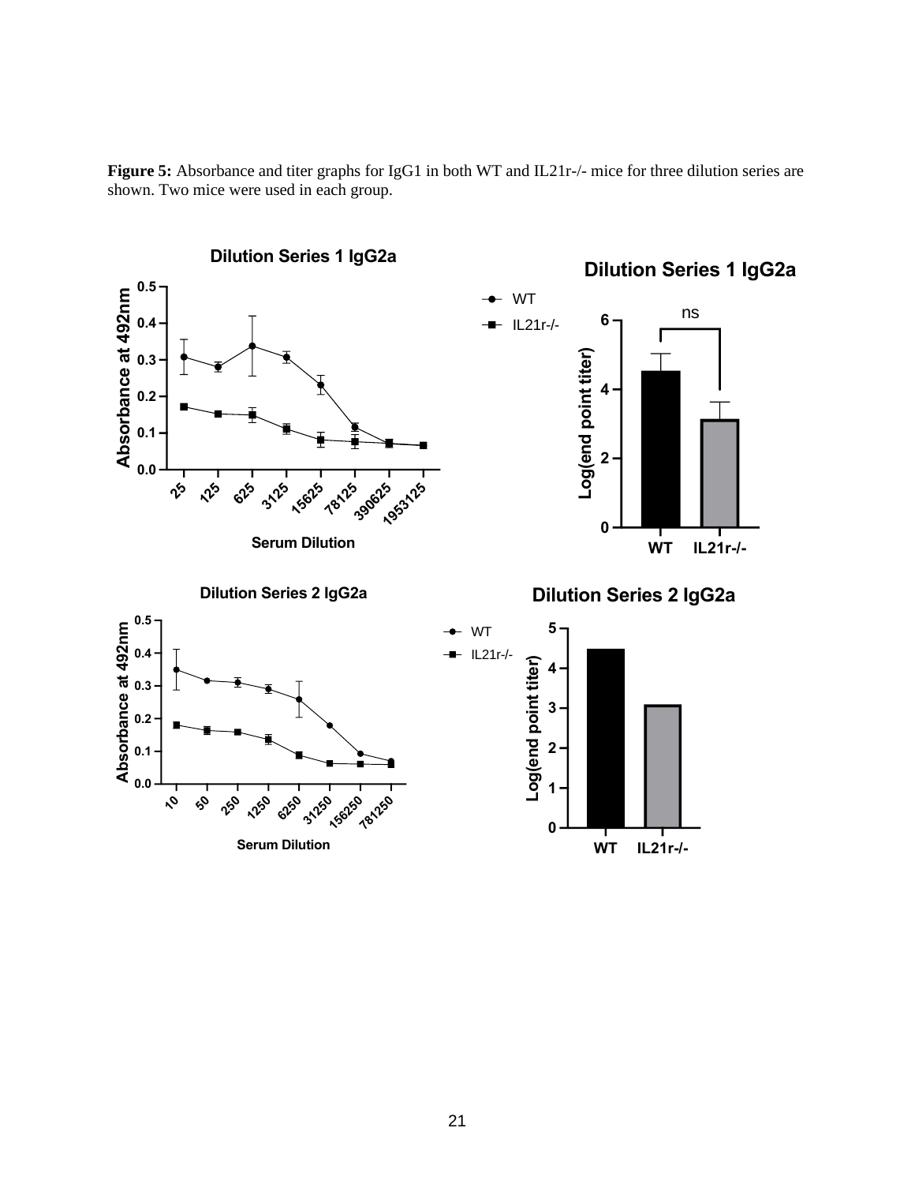**Figure 5:** Absorbance and titer graphs for IgG1 in both WT and IL21r-/- mice for three dilution series are shown. Two mice were used in each group.

**Dilution Series 1 IgG2a**

**Dilution Series 1 IgG2a**

**Dilution Series 2 IgG2a**

**Dilution Series 2 IgG2a**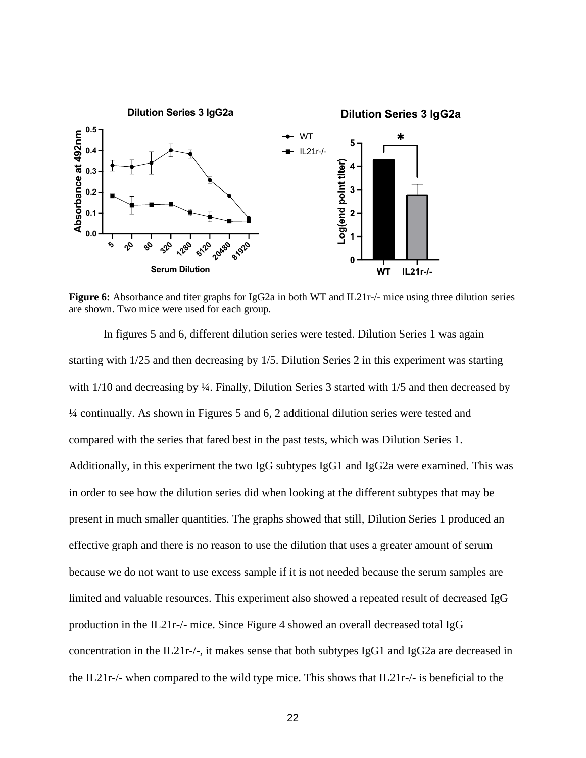**Figure 6:** Absorbance and titer graphs for IgG2a in both WT and IL21r-/- mice using three dilution series are shown. Two mice were used for each group.

In figures 5 and 6, different dilution series were tested. Dilution Series 1 was again starting with 1/25 and then decreasing by 1/5. Dilution Series 2 in this experiment was starting with 1/10 and decreasing by ¼. Finally, Dilution Series 3 started with 1/5 and then decreased by ¼ continually. As shown in Figures 5 and 6, 2 additional dilution series were tested and compared with the series that fared best in the past tests, which was Dilution Series 1. Additionally, in this experiment the two IgG subtypes IgG1 and IgG2a were examined. This was in order to see how the dilution series did when looking at the different subtypes that may be present in much smaller quantities. The graphs showed that still, Dilution Series 1 produced an effective graph and there is no reason to use the dilution that uses a greater amount of serum because we do not want to use excess sample if it is not needed because the serum samples are limited and valuable resources. This experiment also showed a repeated result of decreased IgG production in the IL21r-/- mice. Since Figure 4 showed an overall decreased total IgG concentration in the IL21r-/-, it makes sense that both subtypes IgG1 and IgG2a are decreased in the IL21r-/- when compared to the wild type mice. This shows that IL21r-/- is beneficial to the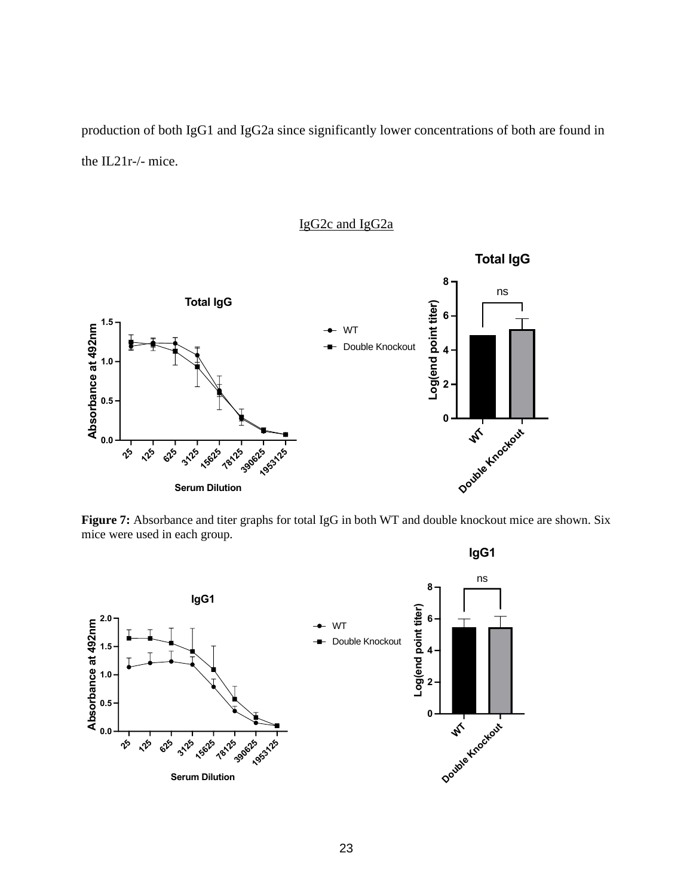production of both IgG1 and IgG2a since significantly lower concentrations of both are found in the IL21r-/- mice.

<u>IgG2c and IgG2a</u>

**Figure 7:** Absorbance and titer graphs for total IgG in both WT and double knockout mice are shown. Six mice were used in each group.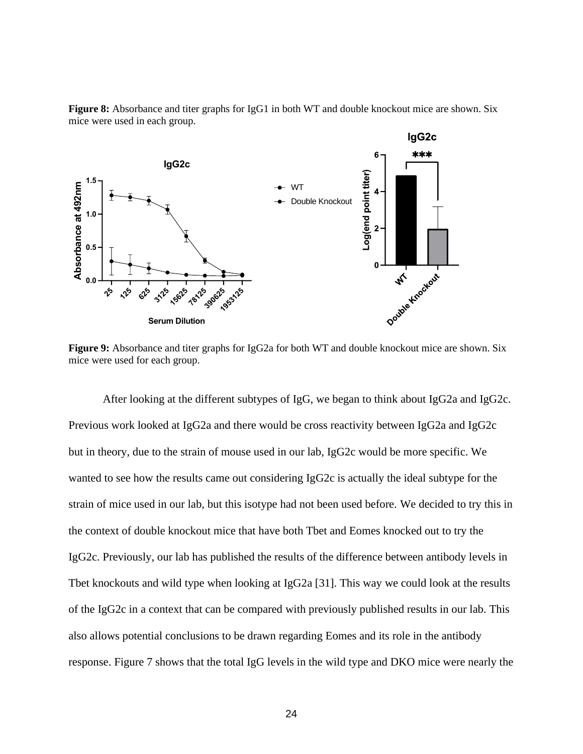**Figure 8:** Absorbance and titer graphs for IgG1 in both WT and double knockout mice are shown. Six mice were used in each group.

**Figure 9:** Absorbance and titer graphs for IgG2a for both WT and double knockout mice are shown. Six mice were used for each group.

After looking at the different subtypes of IgG, we began to think about IgG2a and IgG2c. Previous work looked at IgG2a and there would be cross reactivity between IgG2a and IgG2c but in theory, due to the strain of mouse used in our lab, IgG2c would be more specific. We wanted to see how the results came out considering IgG2c is actually the ideal subtype for the strain of mice used in our lab, but this isotype had not been used before. We decided to try this in the context of double knockout mice that have both Tbet and Eomes knocked out to try the IgG2c. Previously, our lab has published the results of the difference between antibody levels in Tbet knockouts and wild type when looking at IgG2a [31]. This way we could look at the results of the IgG2c in a context that can be compared with previously published results in our lab. This also allows potential conclusions to be drawn regarding Eomes and its role in the antibody response. Figure 7 shows that the total IgG levels in the wild type and DKO mice were nearly the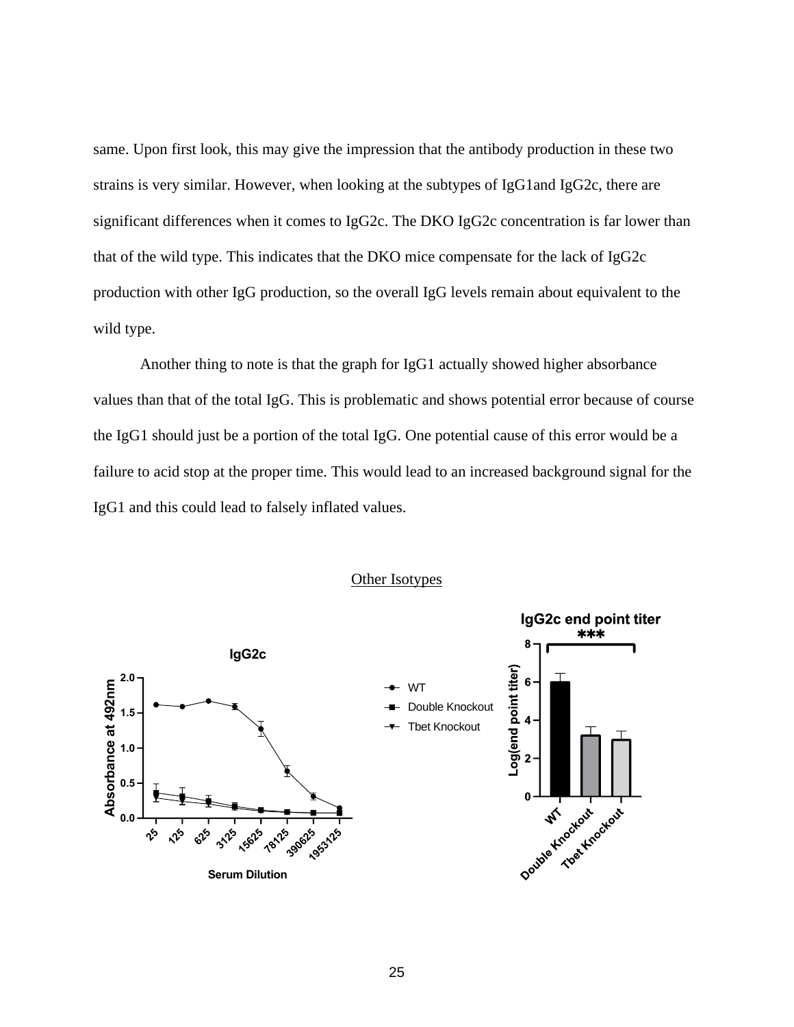same. Upon first look, this may give the impression that the antibody production in these two strains is very similar. However, when looking at the subtypes of IgG1and IgG2c, there are significant differences when it comes to IgG2c. The DKO IgG2c concentration is far lower than that of the wild type. This indicates that the DKO mice compensate for the lack of IgG2c production with other IgG production, so the overall IgG levels remain about equivalent to the wild type.

Another thing to note is that the graph for IgG1 actually showed higher absorbance values than that of the total IgG. This is problematic and shows potential error because of course the IgG1 should just be a portion of the total IgG. One potential cause of this error would be a failure to acid stop at the proper time. This would lead to an increased background signal for the IgG1 and this could lead to falsely inflated values.

Other Isotypes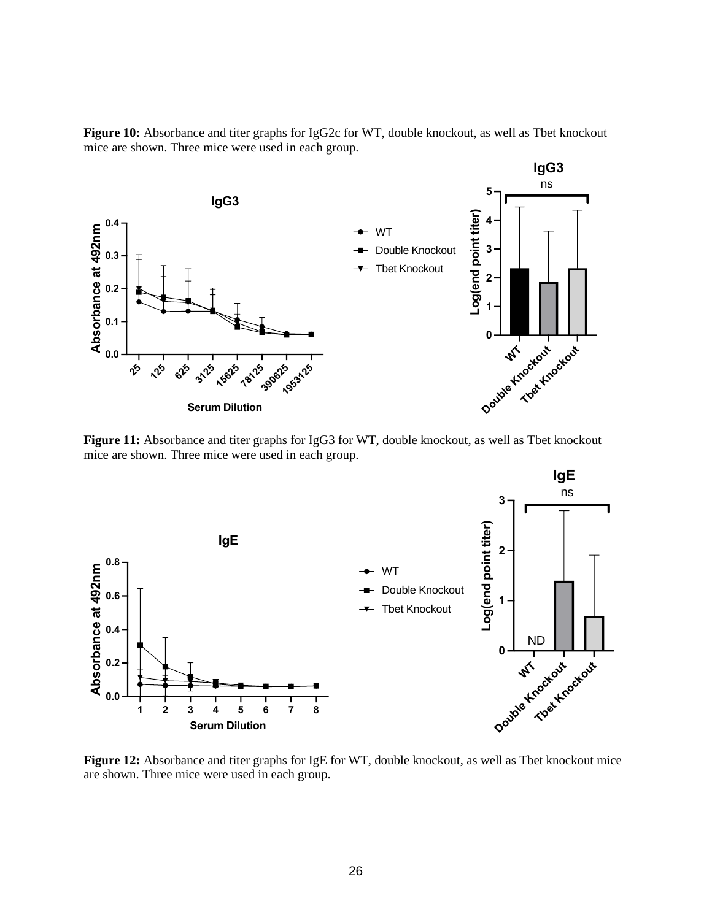**Figure 10:** Absorbance and titer graphs for IgG2c for WT, double knockout, as well as Tbet knockout mice are shown. Three mice were used in each group.

**Figure 11:** Absorbance and titer graphs for IgG3 for WT, double knockout, as well as Tbet knockout mice are shown. Three mice were used in each group.

**Figure 12:** Absorbance and titer graphs for IgE for WT, double knockout, as well as Tbet knockout mice are shown. Three mice were used in each group.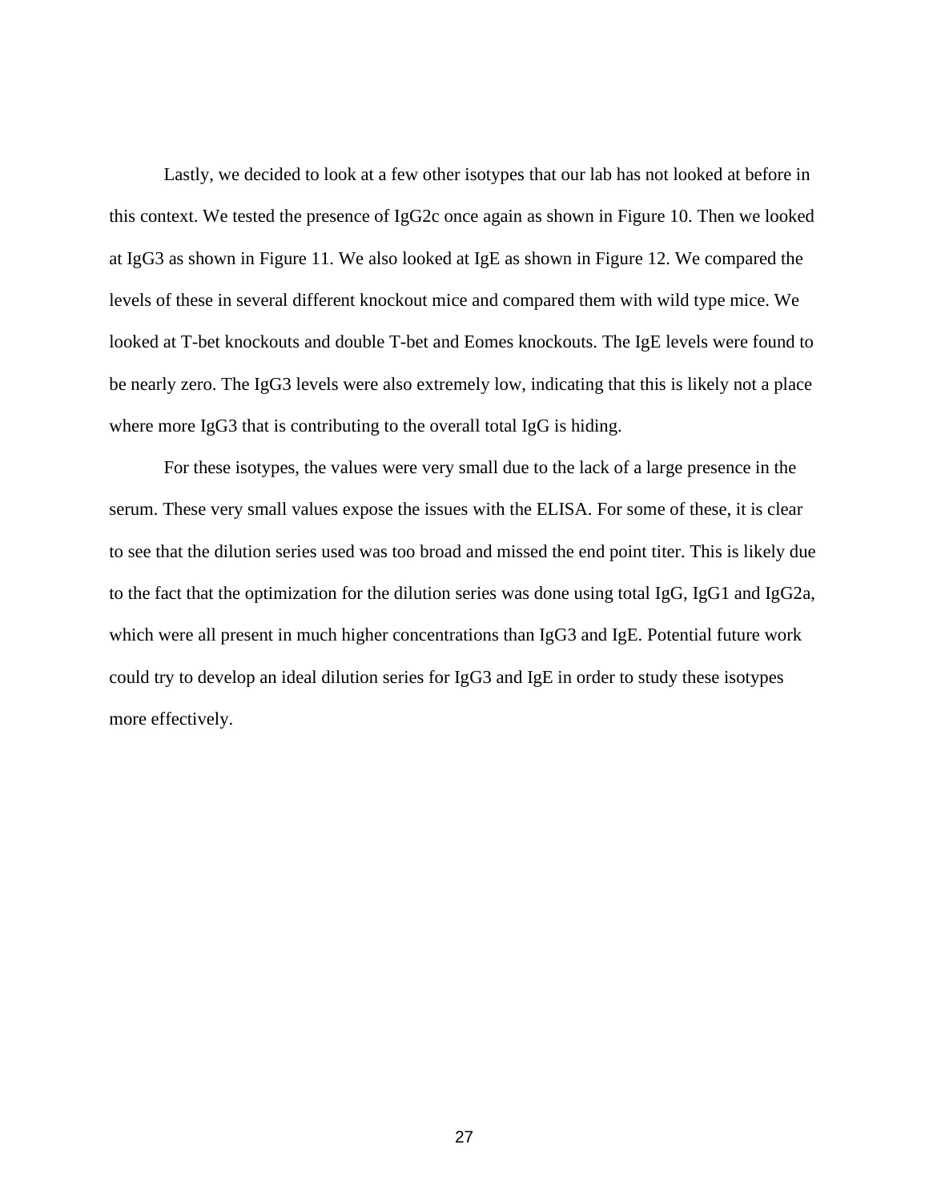Lastly, we decided to look at a few other isotypes that our lab has not looked at before in this context. We tested the presence of IgG2c once again as shown in Figure 10. Then we looked at IgG3 as shown in Figure 11. We also looked at IgE as shown in Figure 12. We compared the levels of these in several different knockout mice and compared them with wild type mice. We looked at T-bet knockouts and double T-bet and Eomes knockouts. The IgE levels were found to be nearly zero. The IgG3 levels were also extremely low, indicating that this is likely not a place where more IgG3 that is contributing to the overall total IgG is hiding.

For these isotypes, the values were very small due to the lack of a large presence in the serum. These very small values expose the issues with the ELISA. For some of these, it is clear to see that the dilution series used was too broad and missed the end point titer. This is likely due to the fact that the optimization for the dilution series was done using total IgG, IgG1 and IgG2a, which were all present in much higher concentrations than IgG3 and IgE. Potential future work could try to develop an ideal dilution series for IgG3 and IgE in order to study these isotypes more effectively.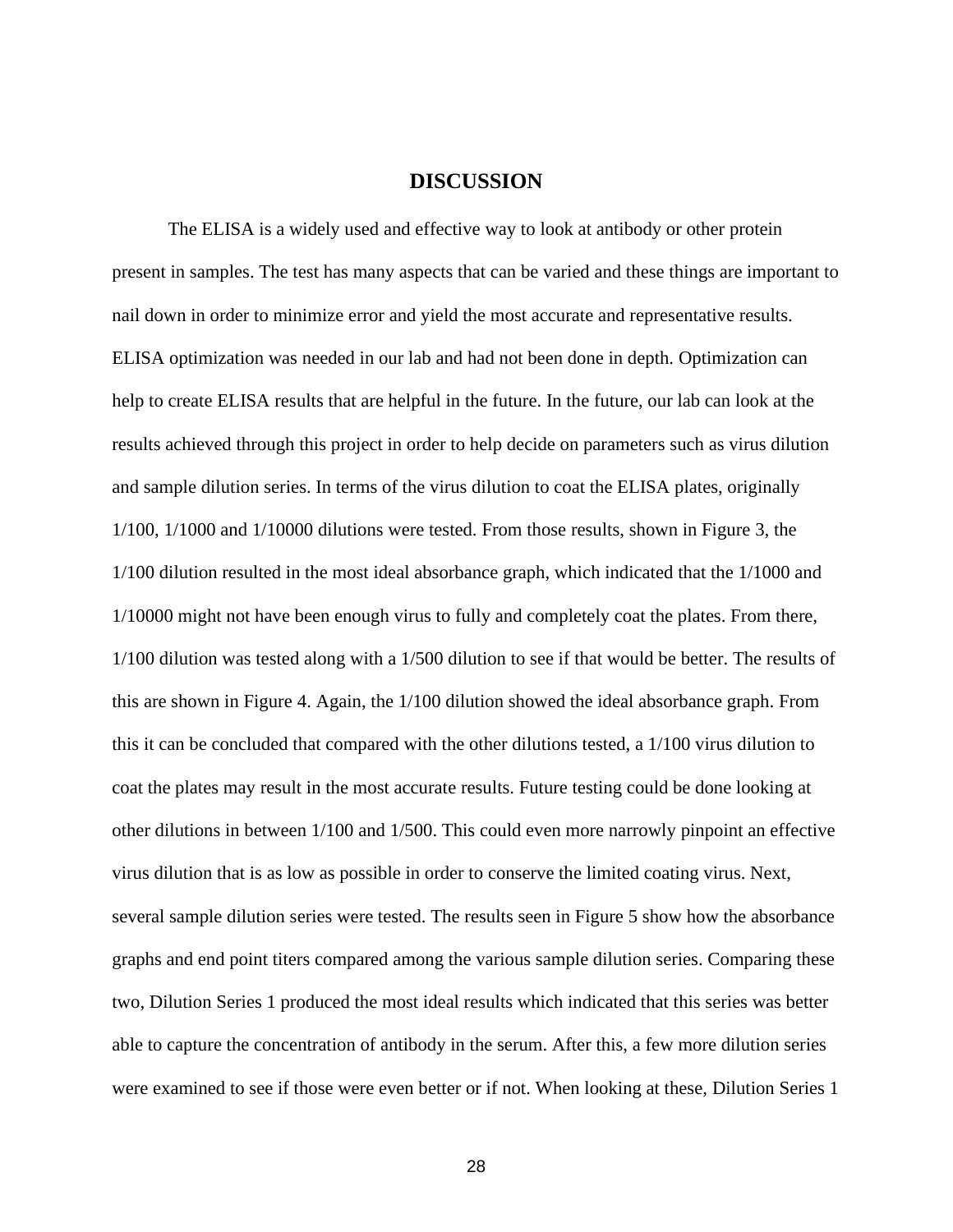# DISCUSSION

The ELISA is a widely used and effective way to look at antibody or other protein present in samples. The test has many aspects that can be varied and these things are important to nail down in order to minimize error and yield the most accurate and representative results. ELISA optimization was needed in our lab and had not been done in depth. Optimization can help to create ELISA results that are helpful in the future. In the future, our lab can look at the results achieved through this project in order to help decide on parameters such as virus dilution and sample dilution series. In terms of the virus dilution to coat the ELISA plates, originally 1/100, 1/1000 and 1/10000 dilutions were tested. From those results, shown in Figure 3, the 1/100 dilution resulted in the most ideal absorbance graph, which indicated that the 1/1000 and 1/10000 might not have been enough virus to fully and completely coat the plates. From there, 1/100 dilution was tested along with a 1/500 dilution to see if that would be better. The results of this are shown in Figure 4. Again, the 1/100 dilution showed the ideal absorbance graph. From this it can be concluded that compared with the other dilutions tested, a 1/100 virus dilution to coat the plates may result in the most accurate results. Future testing could be done looking at other dilutions in between 1/100 and 1/500. This could even more narrowly pinpoint an effective virus dilution that is as low as possible in order to conserve the limited coating virus. Next, several sample dilution series were tested. The results seen in Figure 5 show how the absorbance graphs and end point titers compared among the various sample dilution series. Comparing these two, Dilution Series 1 produced the most ideal results which indicated that this series was better able to capture the concentration of antibody in the serum. After this, a few more dilution series were examined to see if those were even better or if not. When looking at these, Dilution Series 1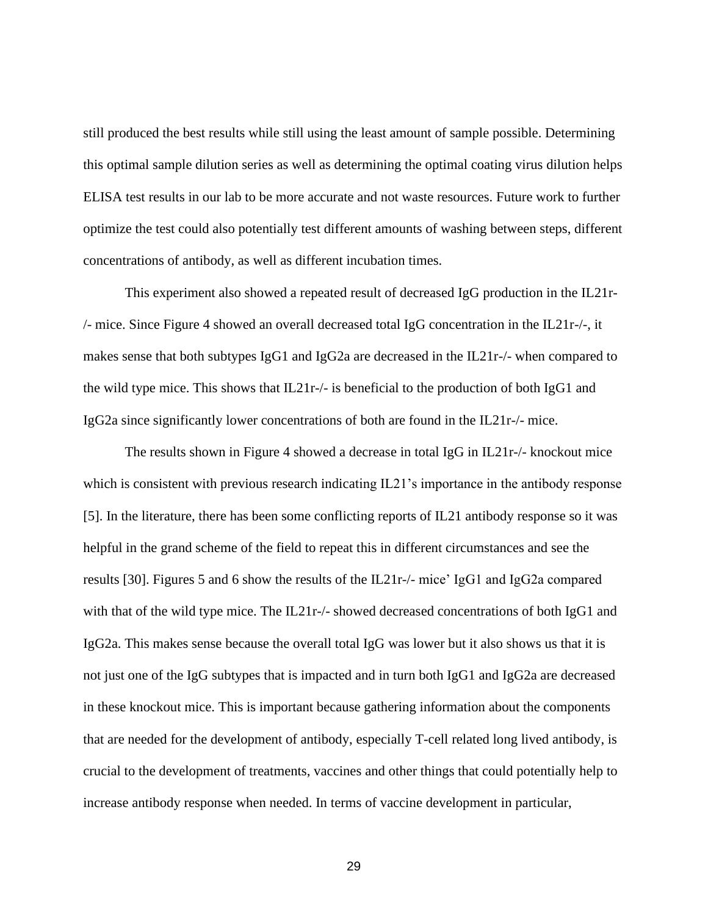still produced the best results while still using the least amount of sample possible. Determining this optimal sample dilution series as well as determining the optimal coating virus dilution helps ELISA test results in our lab to be more accurate and not waste resources. Future work to further optimize the test could also potentially test different amounts of washing between steps, different concentrations of antibody, as well as different incubation times.

This experiment also showed a repeated result of decreased IgG production in the IL21r-/- mice. Since Figure 4 showed an overall decreased total IgG concentration in the IL21r-/-, it makes sense that both subtypes IgG1 and IgG2a are decreased in the IL21r-/- when compared to the wild type mice. This shows that IL21r-/- is beneficial to the production of both IgG1 and IgG2a since significantly lower concentrations of both are found in the IL21r-/- mice.

The results shown in Figure 4 showed a decrease in total IgG in IL21r-/- knockout mice which is consistent with previous research indicating IL21's importance in the antibody response [5]. In the literature, there has been some conflicting reports of IL21 antibody response so it was helpful in the grand scheme of the field to repeat this in different circumstances and see the results [30]. Figures 5 and 6 show the results of the IL21r-/- mice' IgG1 and IgG2a compared with that of the wild type mice. The IL21r-/- showed decreased concentrations of both IgG1 and IgG2a. This makes sense because the overall total IgG was lower but it also shows us that it is not just one of the IgG subtypes that is impacted and in turn both IgG1 and IgG2a are decreased in these knockout mice. This is important because gathering information about the components that are needed for the development of antibody, especially T-cell related long lived antibody, is crucial to the development of treatments, vaccines and other things that could potentially help to increase antibody response when needed. In terms of vaccine development in particular,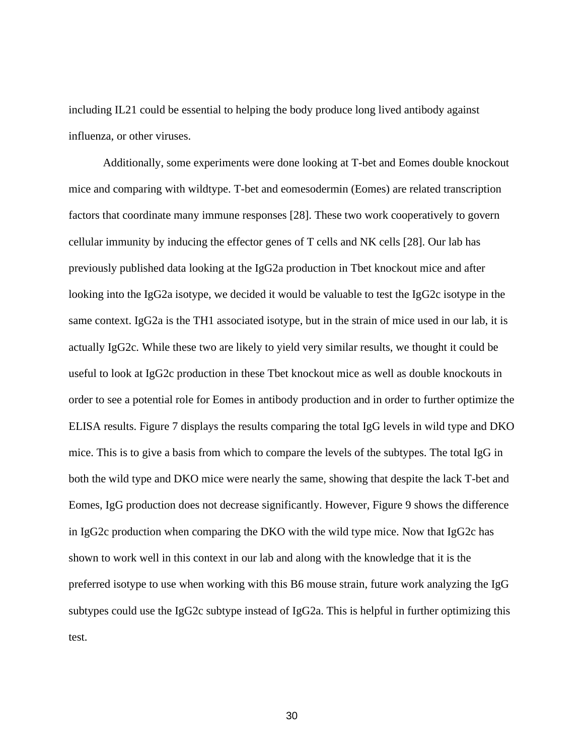including IL21 could be essential to helping the body produce long lived antibody against influenza, or other viruses.

Additionally, some experiments were done looking at T-bet and Eomes double knockout mice and comparing with wildtype. T-bet and eomesodermin (Eomes) are related transcription factors that coordinate many immune responses [28]. These two work cooperatively to govern cellular immunity by inducing the effector genes of T cells and NK cells [28]. Our lab has previously published data looking at the IgG2a production in Tbet knockout mice and after looking into the IgG2a isotype, we decided it would be valuable to test the IgG2c isotype in the same context. IgG2a is the TH1 associated isotype, but in the strain of mice used in our lab, it is actually IgG2c. While these two are likely to yield very similar results, we thought it could be useful to look at IgG2c production in these Tbet knockout mice as well as double knockouts in order to see a potential role for Eomes in antibody production and in order to further optimize the ELISA results. Figure 7 displays the results comparing the total IgG levels in wild type and DKO mice. This is to give a basis from which to compare the levels of the subtypes. The total IgG in both the wild type and DKO mice were nearly the same, showing that despite the lack T-bet and Eomes, IgG production does not decrease significantly. However, Figure 9 shows the difference in IgG2c production when comparing the DKO with the wild type mice. Now that IgG2c has shown to work well in this context in our lab and along with the knowledge that it is the preferred isotype to use when working with this B6 mouse strain, future work analyzing the IgG subtypes could use the IgG2c subtype instead of IgG2a. This is helpful in further optimizing this test.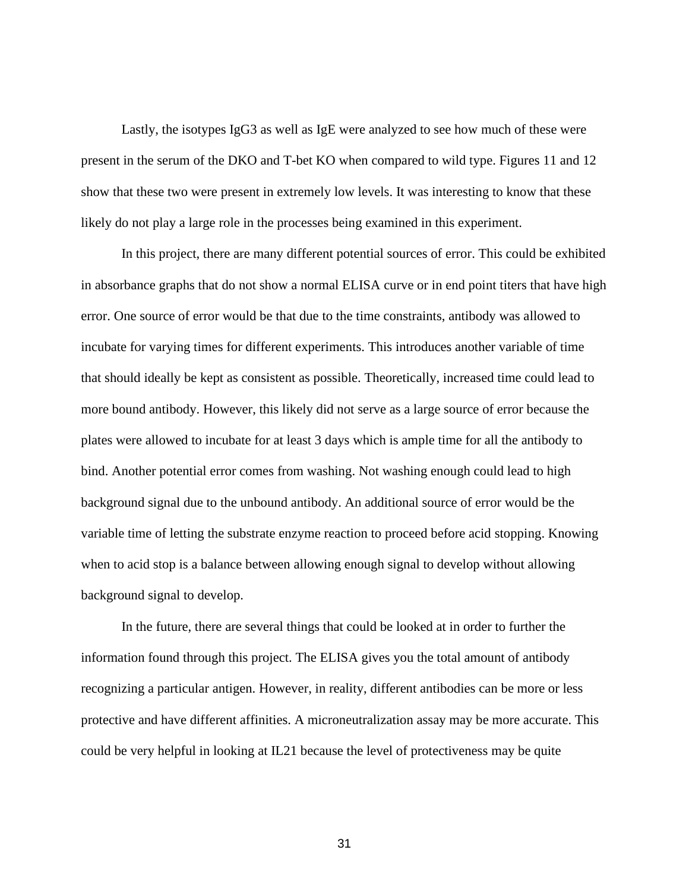Lastly, the isotypes IgG3 as well as IgE were analyzed to see how much of these were present in the serum of the DKO and T-bet KO when compared to wild type. Figures 11 and 12 show that these two were present in extremely low levels. It was interesting to know that these likely do not play a large role in the processes being examined in this experiment.

In this project, there are many different potential sources of error. This could be exhibited in absorbance graphs that do not show a normal ELISA curve or in end point titers that have high error. One source of error would be that due to the time constraints, antibody was allowed to incubate for varying times for different experiments. This introduces another variable of time that should ideally be kept as consistent as possible. Theoretically, increased time could lead to more bound antibody. However, this likely did not serve as a large source of error because the plates were allowed to incubate for at least 3 days which is ample time for all the antibody to bind. Another potential error comes from washing. Not washing enough could lead to high background signal due to the unbound antibody. An additional source of error would be the variable time of letting the substrate enzyme reaction to proceed before acid stopping. Knowing when to acid stop is a balance between allowing enough signal to develop without allowing background signal to develop.

In the future, there are several things that could be looked at in order to further the information found through this project. The ELISA gives you the total amount of antibody recognizing a particular antigen. However, in reality, different antibodies can be more or less protective and have different affinities. A microneutralization assay may be more accurate. This could be very helpful in looking at IL21 because the level of protectiveness may be quite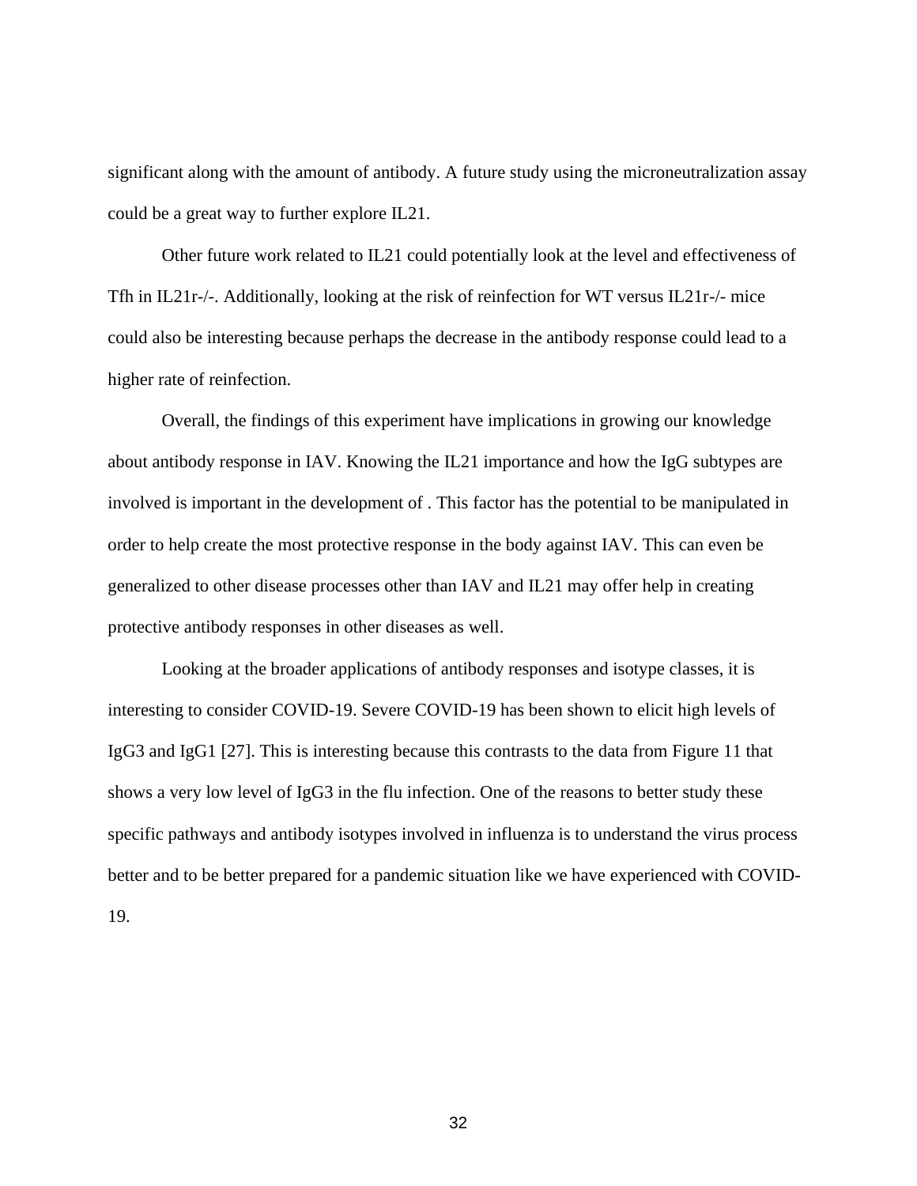significant along with the amount of antibody. A future study using the microneutralization assay could be a great way to further explore IL21.

Other future work related to IL21 could potentially look at the level and effectiveness of Tfh in IL21r-/-. Additionally, looking at the risk of reinfection for WT versus IL21r-/- mice could also be interesting because perhaps the decrease in the antibody response could lead to a higher rate of reinfection.

Overall, the findings of this experiment have implications in growing our knowledge about antibody response in IAV. Knowing the IL21 importance and how the IgG subtypes are involved is important in the development of . This factor has the potential to be manipulated in order to help create the most protective response in the body against IAV. This can even be generalized to other disease processes other than IAV and IL21 may offer help in creating protective antibody responses in other diseases as well.

Looking at the broader applications of antibody responses and isotype classes, it is interesting to consider COVID-19. Severe COVID-19 has been shown to elicit high levels of IgG3 and IgG1 [27]. This is interesting because this contrasts to the data from Figure 11 that shows a very low level of IgG3 in the flu infection. One of the reasons to better study these specific pathways and antibody isotypes involved in influenza is to understand the virus process better and to be better prepared for a pandemic situation like we have experienced with COVID-19.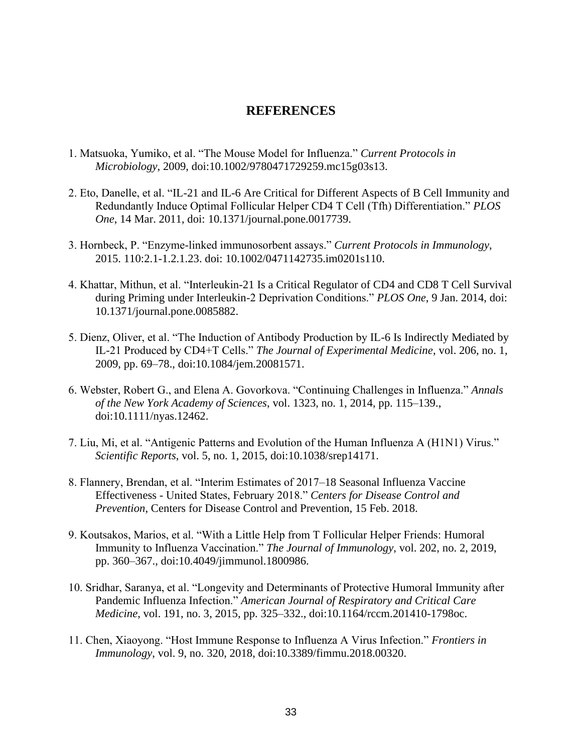# REFERENCES

1. Matsuoka, Yumiko, et al. "The Mouse Model for Influenza." *Current Protocols in Microbiology*, 2009, doi:10.1002/9780471729259.mc15g03s13.

2. Eto, Danelle, et al. "IL-21 and IL-6 Are Critical for Different Aspects of B Cell Immunity and Redundantly Induce Optimal Follicular Helper CD4 T Cell (Tfh) Differentiation." *PLOS One*, 14 Mar. 2011, doi: 10.1371/journal.pone.0017739.

3. Hornbeck, P. "Enzyme-linked immunosorbent assays." *Current Protocols in Immunology*, 2015. 110:2.1-1.2.1.23. doi: 10.1002/0471142735.im0201s110.

4. Khattar, Mithun, et al. "Interleukin-21 Is a Critical Regulator of CD4 and CD8 T Cell Survival during Priming under Interleukin-2 Deprivation Conditions." *PLOS One*, 9 Jan. 2014, doi: 10.1371/journal.pone.0085882.

5. Dienz, Oliver, et al. "The Induction of Antibody Production by IL-6 Is Indirectly Mediated by IL-21 Produced by CD4+T Cells." *The Journal of Experimental Medicine*, vol. 206, no. 1, 2009, pp. 69–78., doi:10.1084/jem.20081571.

6. Webster, Robert G., and Elena A. Govorkova. "Continuing Challenges in Influenza." *Annals of the New York Academy of Sciences*, vol. 1323, no. 1, 2014, pp. 115–139., doi:10.1111/nyas.12462.

7. Liu, Mi, et al. "Antigenic Patterns and Evolution of the Human Influenza A (H1N1) Virus." *Scientific Reports*, vol. 5, no. 1, 2015, doi:10.1038/srep14171.

8. Flannery, Brendan, et al. "Interim Estimates of 2017–18 Seasonal Influenza Vaccine Effectiveness - United States, February 2018." *Centers for Disease Control and Prevention*, Centers for Disease Control and Prevention, 15 Feb. 2018.

9. Koutsakos, Marios, et al. "With a Little Help from T Follicular Helper Friends: Humoral Immunity to Influenza Vaccination." *The Journal of Immunology*, vol. 202, no. 2, 2019, pp. 360–367., doi:10.4049/jimmunol.1800986.

10. Sridhar, Saranya, et al. "Longevity and Determinants of Protective Humoral Immunity after Pandemic Influenza Infection." *American Journal of Respiratory and Critical Care Medicine*, vol. 191, no. 3, 2015, pp. 325–332., doi:10.1164/rccm.201410-1798oc.

11. Chen, Xiaoyong. "Host Immune Response to Influenza A Virus Infection." *Frontiers in Immunology*, vol. 9, no. 320, 2018, doi:10.3389/fimmu.2018.00320.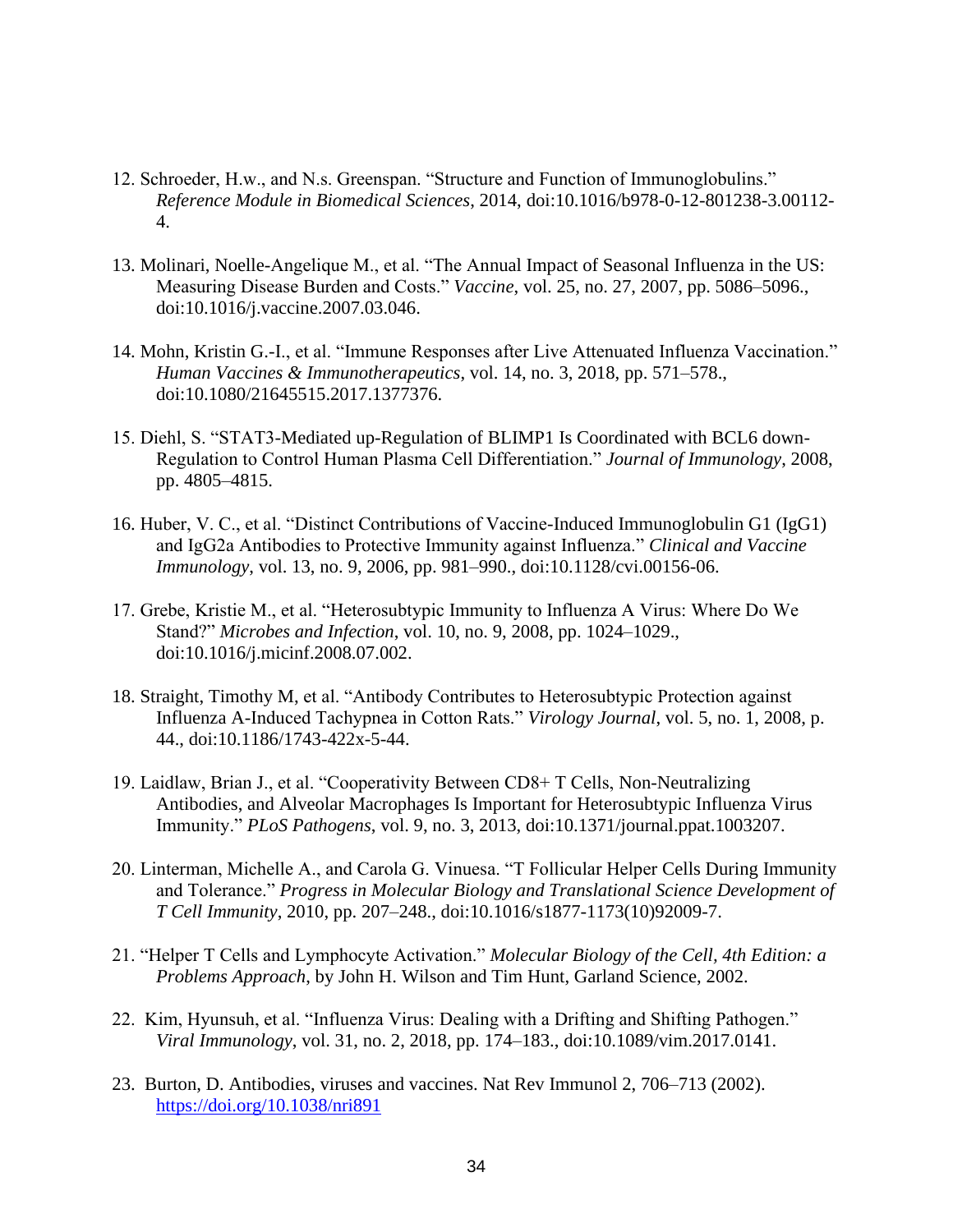12. Schroeder, H.w., and N.s. Greenspan. "Structure and Function of Immunoglobulins." *Reference Module in Biomedical Sciences*, 2014, doi:10.1016/b978-0-12-801238-3.00112-4.

13. Molinari, Noelle-Angelique M., et al. "The Annual Impact of Seasonal Influenza in the US: Measuring Disease Burden and Costs." *Vaccine*, vol. 25, no. 27, 2007, pp. 5086–5096., doi:10.1016/j.vaccine.2007.03.046.

14. Mohn, Kristin G.-I., et al. "Immune Responses after Live Attenuated Influenza Vaccination." *Human Vaccines & Immunotherapeutics*, vol. 14, no. 3, 2018, pp. 571–578., doi:10.1080/21645515.2017.1377376.

15. Diehl, S. "STAT3-Mediated up-Regulation of BLIMP1 Is Coordinated with BCL6 down-Regulation to Control Human Plasma Cell Differentiation." *Journal of Immunology*, 2008, pp. 4805–4815.

16. Huber, V. C., et al. "Distinct Contributions of Vaccine-Induced Immunoglobulin G1 (IgG1) and IgG2a Antibodies to Protective Immunity against Influenza." *Clinical and Vaccine Immunology*, vol. 13, no. 9, 2006, pp. 981–990., doi:10.1128/cvi.00156-06.

17. Grebe, Kristie M., et al. "Heterosubtypic Immunity to Influenza A Virus: Where Do We Stand?" *Microbes and Infection*, vol. 10, no. 9, 2008, pp. 1024–1029., doi:10.1016/j.micinf.2008.07.002.

18. Straight, Timothy M, et al. "Antibody Contributes to Heterosubtypic Protection against Influenza A-Induced Tachypnea in Cotton Rats." *Virology Journal*, vol. 5, no. 1, 2008, p. 44., doi:10.1186/1743-422x-5-44.

19. Laidlaw, Brian J., et al. "Cooperativity Between CD8+ T Cells, Non-Neutralizing Antibodies, and Alveolar Macrophages Is Important for Heterosubtypic Influenza Virus Immunity." *PLoS Pathogens*, vol. 9, no. 3, 2013, doi:10.1371/journal.ppat.1003207.

20. Linterman, Michelle A., and Carola G. Vinuesa. "T Follicular Helper Cells During Immunity and Tolerance." *Progress in Molecular Biology and Translational Science Development of T Cell Immunity*, 2010, pp. 207–248., doi:10.1016/s1877-1173(10)92009-7.

21. "Helper T Cells and Lymphocyte Activation." *Molecular Biology of the Cell, 4th Edition: a Problems Approach*, by John H. Wilson and Tim Hunt, Garland Science, 2002.

22. Kim, Hyunsuh, et al. "Influenza Virus: Dealing with a Drifting and Shifting Pathogen." *Viral Immunology*, vol. 31, no. 2, 2018, pp. 174–183., doi:10.1089/vim.2017.0141.

23. Burton, D. Antibodies, viruses and vaccines. Nat Rev Immunol 2, 706–713 (2002). https://doi.org/10.1038/nri891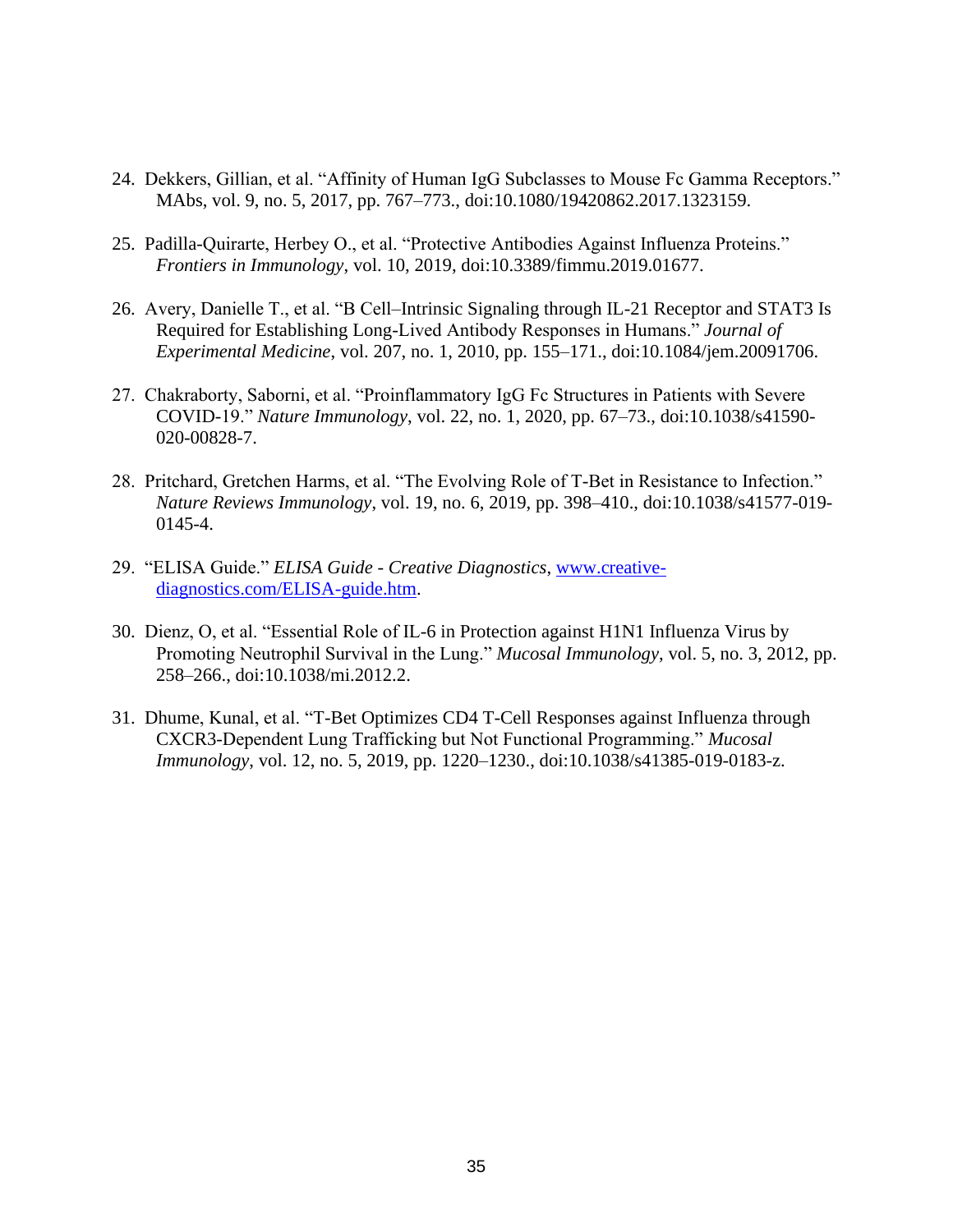24. Dekkers, Gillian, et al. "Affinity of Human IgG Subclasses to Mouse Fc Gamma Receptors." MAbs, vol. 9, no. 5, 2017, pp. 767–773., doi:10.1080/19420862.2017.1323159.

25. Padilla-Quirarte, Herbey O., et al. "Protective Antibodies Against Influenza Proteins." *Frontiers in Immunology*, vol. 10, 2019, doi:10.3389/fimmu.2019.01677.

26. Avery, Danielle T., et al. "B Cell–Intrinsic Signaling through IL-21 Receptor and STAT3 Is Required for Establishing Long-Lived Antibody Responses in Humans." *Journal of Experimental Medicine*, vol. 207, no. 1, 2010, pp. 155–171., doi:10.1084/jem.20091706.

27. Chakraborty, Saborni, et al. "Proinflammatory IgG Fc Structures in Patients with Severe COVID-19." *Nature Immunology*, vol. 22, no. 1, 2020, pp. 67–73., doi:10.1038/s41590-020-00828-7.

28. Pritchard, Gretchen Harms, et al. "The Evolving Role of T-Bet in Resistance to Infection." *Nature Reviews Immunology*, vol. 19, no. 6, 2019, pp. 398–410., doi:10.1038/s41577-019-0145-4.

29. "ELISA Guide." *ELISA Guide - Creative Diagnostics*, [www.creative-diagnostics.com/ELISA-guide.htm](www.creative-diagnostics.com/ELISA-guide.htm).

30. Dienz, O, et al. "Essential Role of IL-6 in Protection against H1N1 Influenza Virus by Promoting Neutrophil Survival in the Lung." *Mucosal Immunology*, vol. 5, no. 3, 2012, pp. 258–266., doi:10.1038/mi.2012.2.

31. Dhume, Kunal, et al. "T-Bet Optimizes CD4 T-Cell Responses against Influenza through CXCR3-Dependent Lung Trafficking but Not Functional Programming." *Mucosal Immunology*, vol. 12, no. 5, 2019, pp. 1220–1230., doi:10.1038/s41385-019-0183-z.